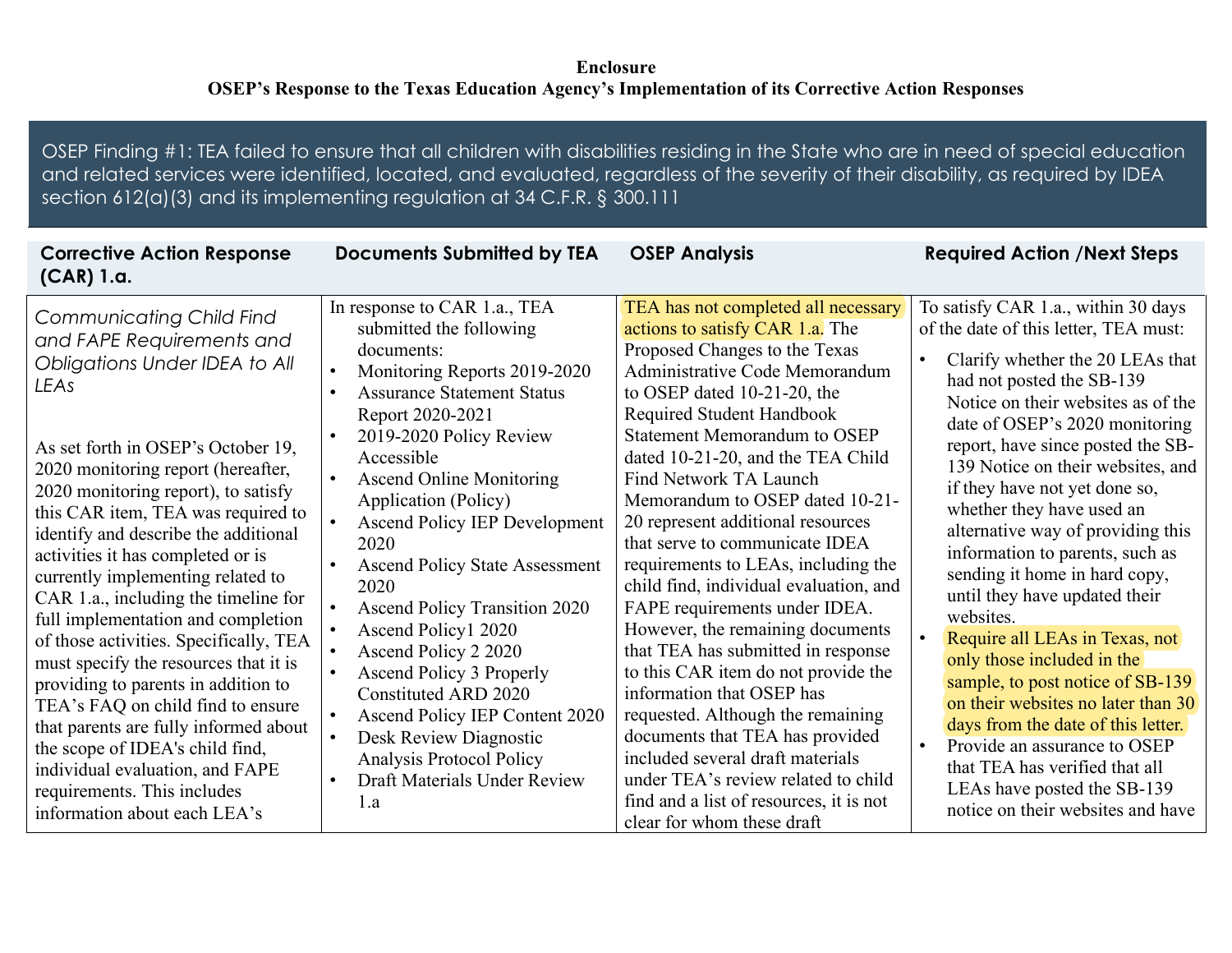**Enclosure**

**OSEP's Response to the Texas Education Agency's Implementation of its Corrective Action Responses**

OSEP Finding #1: TEA failed to ensure that all children with disabilities residing in the State who are in need of special education and related services were identified, located, and evaluated, regardless of the severity of their disability, as required by IDEA section 612(a)(3) and its implementing regulation at 34 C.F.R. § 300.111

| Corrective Action Response (CAR) 1.a. | Documents Submitted by TEA | OSEP Analysis | Required Action /Next Steps |
|---|---|---|---|
| *Communicating Child Find and FAPE Requirements and Obligations Under IDEA to All LEAs*<br><br>As set forth in OSEP's October 19, 2020 monitoring report (hereafter, 2020 monitoring report), to satisfy this CAR item, TEA was required to identify and describe the additional activities it has completed or is currently implementing related to CAR 1.a., including the timeline for full implementation and completion of those activities. Specifically, TEA must specify the resources that it is providing to parents in addition to TEA's FAQ on child find to ensure that parents are fully informed about the scope of IDEA's child find, individual evaluation, and FAPE requirements. This includes information about each LEA's | In response to CAR 1.a., TEA submitted the following documents:<br>• Monitoring Reports 2019-2020<br>• Assurance Statement Status Report 2020-2021<br>• 2019-2020 Policy Review Accessible<br>• Ascend Online Monitoring Application (Policy)<br>• Ascend Policy IEP Development 2020<br>• Ascend Policy State Assessment 2020<br>• Ascend Policy Transition 2020<br>• Ascend Policy1 2020<br>• Ascend Policy 2 2020<br>• Ascend Policy 3 Properly Constituted ARD 2020<br>• Ascend Policy IEP Content 2020<br>• Desk Review Diagnostic Analysis Protocol Policy<br>• Draft Materials Under Review 1.a | TEA has not completed all necessary actions to satisfy CAR 1.a. The Proposed Changes to the Texas Administrative Code Memorandum to OSEP dated 10-21-20, the Required Student Handbook Statement Memorandum to OSEP dated 10-21-20, and the TEA Child Find Network TA Launch Memorandum to OSEP dated 10-21-20 represent additional resources that serve to communicate IDEA requirements to LEAs, including the child find, individual evaluation, and FAPE requirements under IDEA. However, the remaining documents that TEA has submitted in response to this CAR item do not provide the information that OSEP has requested. Although the remaining documents that TEA has provided included several draft materials under TEA's review related to child find and a list of resources, it is not clear for whom these draft | To satisfy CAR 1.a., within 30 days of the date of this letter, TEA must:<br>• Clarify whether the 20 LEAs that had not posted the SB-139 Notice on their websites as of the date of OSEP's 2020 monitoring report, have since posted the SB-139 Notice on their websites, and if they have not yet done so, whether they have used an alternative way of providing this information to parents, such as sending it home in hard copy, until they have updated their websites.<br>• Require all LEAs in Texas, not only those included in the sample, to post notice of SB-139 on their websites no later than 30 days from the date of this letter.<br>• Provide an assurance to OSEP that TEA has verified that all LEAs have posted the SB-139 notice on their websites and have |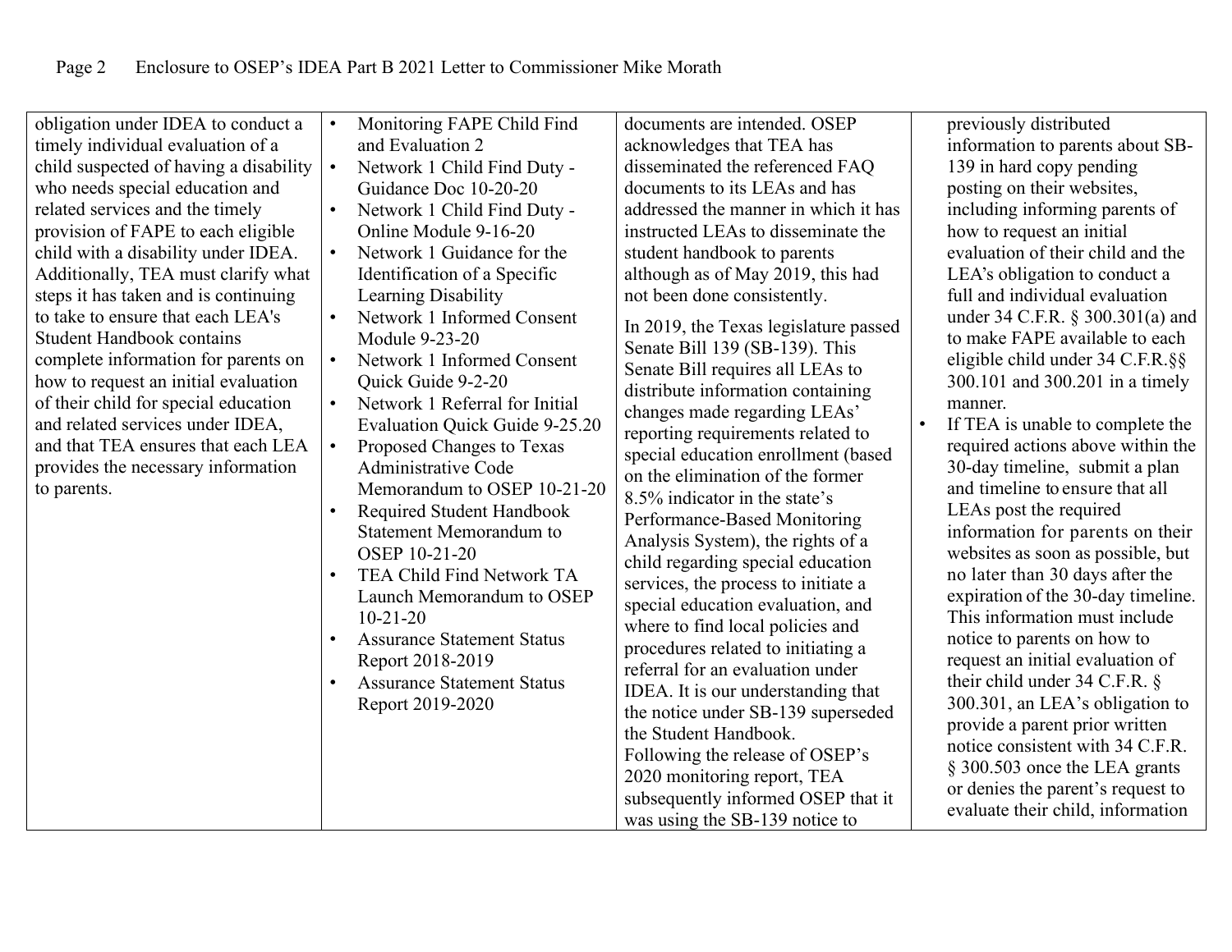| | | | |
|---|---|---|---|
| obligation under IDEA to conduct a timely individual evaluation of a child suspected of having a disability who needs special education and related services and the timely provision of FAPE to each eligible child with a disability under IDEA. Additionally, TEA must clarify what steps it has taken and is continuing to take to ensure that each LEA's Student Handbook contains complete information for parents on how to request an initial evaluation of their child for special education and related services under IDEA, and that TEA ensures that each LEA provides the necessary information to parents. | • Monitoring FAPE Child Find and Evaluation 2<br>• Network 1 Child Find Duty - Guidance Doc 10-20-20<br>• Network 1 Child Find Duty - Online Module 9-16-20<br>• Network 1 Guidance for the Identification of a Specific Learning Disability<br>• Network 1 Informed Consent Module 9-23-20<br>• Network 1 Informed Consent Quick Guide 9-2-20<br>• Network 1 Referral for Initial Evaluation Quick Guide 9-25.20<br>• Proposed Changes to Texas Administrative Code Memorandum to OSEP 10-21-20<br>• Required Student Handbook Statement Memorandum to OSEP 10-21-20<br>• TEA Child Find Network TA Launch Memorandum to OSEP 10-21-20<br>• Assurance Statement Status Report 2018-2019<br>• Assurance Statement Status Report 2019-2020 | documents are intended. OSEP acknowledges that TEA has disseminated the referenced FAQ documents to its LEAs and has addressed the manner in which it has instructed LEAs to disseminate the student handbook to parents although as of May 2019, this had not been done consistently.<br><br>In 2019, the Texas legislature passed Senate Bill 139 (SB-139). This Senate Bill requires all LEAs to distribute information containing changes made regarding LEAs' reporting requirements related to special education enrollment (based on the elimination of the former 8.5% indicator in the state's Performance-Based Monitoring Analysis System), the rights of a child regarding special education services, the process to initiate a special education evaluation, and where to find local policies and procedures related to initiating a referral for an evaluation under IDEA. It is our understanding that the notice under SB-139 superseded the Student Handbook.<br>Following the release of OSEP's 2020 monitoring report, TEA subsequently informed OSEP that it was using the SB-139 notice to | previously distributed information to parents about SB-139 in hard copy pending posting on their websites, including informing parents of how to request an initial evaluation of their child and the LEA's obligation to conduct a full and individual evaluation under 34 C.F.R. § 300.301(a) and to make FAPE available to each eligible child under 34 C.F.R.§§ 300.101 and 300.201 in a timely manner.<br>• If TEA is unable to complete the required actions above within the 30-day timeline, submit a plan and timeline to ensure that all LEAs post the required information for parents on their websites as soon as possible, but no later than 30 days after the expiration of the 30-day timeline. This information must include notice to parents on how to request an initial evaluation of their child under 34 C.F.R. § 300.301, an LEA's obligation to provide a parent prior written notice consistent with 34 C.F.R. § 300.503 once the LEA grants or denies the parent's request to evaluate their child, information |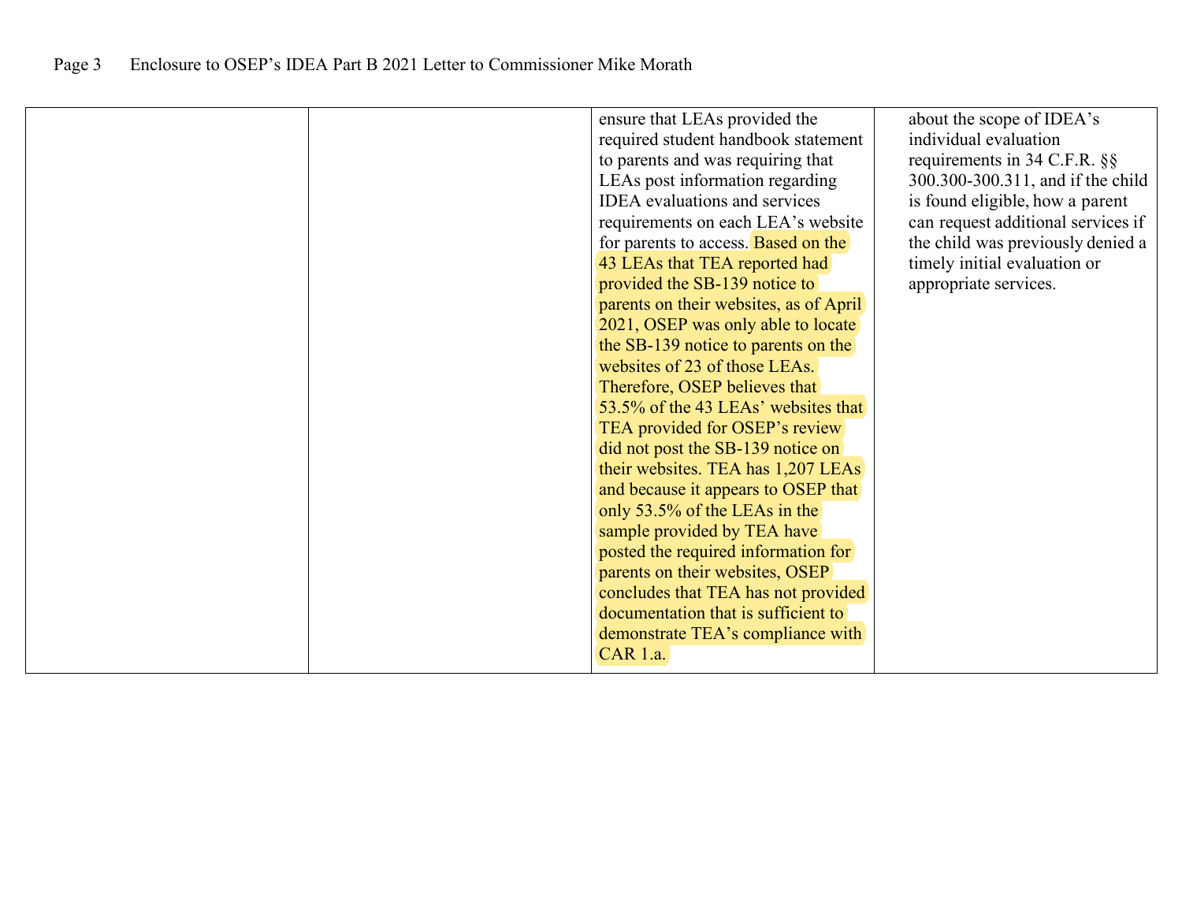| | | | |
|---|---|---|---|
| | | ensure that LEAs provided the required student handbook statement to parents and was requiring that LEAs post information regarding IDEA evaluations and services requirements on each LEA's website for parents to access. Based on the 43 LEAs that TEA reported had provided the SB-139 notice to parents on their websites, as of April 2021, OSEP was only able to locate the SB-139 notice to parents on the websites of 23 of those LEAs. Therefore, OSEP believes that 53.5% of the 43 LEAs' websites that TEA provided for OSEP's review did not post the SB-139 notice on their websites. TEA has 1,207 LEAs and because it appears to OSEP that only 53.5% of the LEAs in the sample provided by TEA have posted the required information for parents on their websites, OSEP concludes that TEA has not provided documentation that is sufficient to demonstrate TEA's compliance with CAR 1.a. | about the scope of IDEA's individual evaluation requirements in 34 C.F.R. §§ 300.300-300.311, and if the child is found eligible, how a parent can request additional services if the child was previously denied a timely initial evaluation or appropriate services. |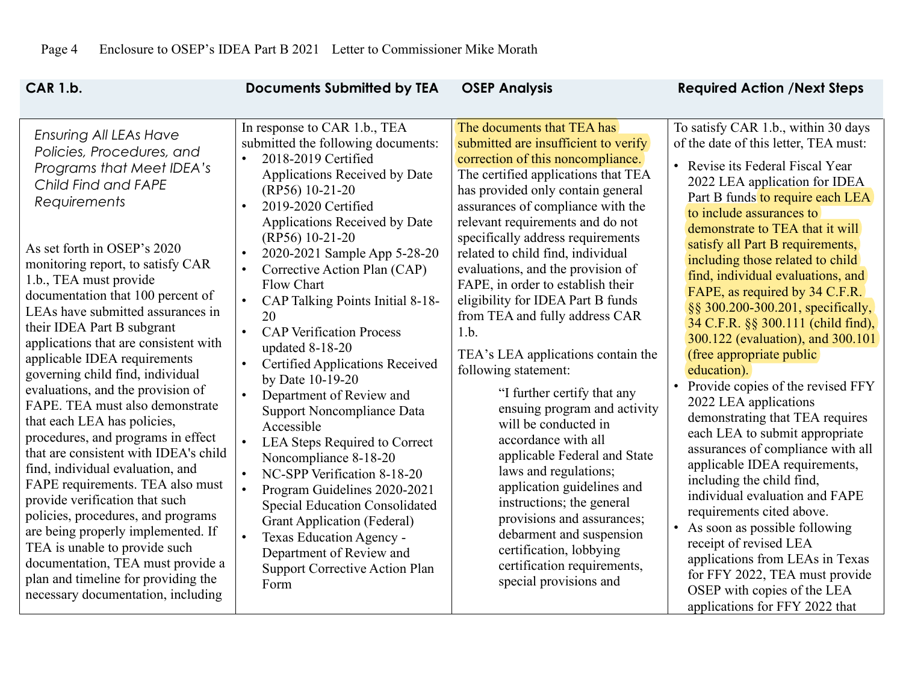| CAR 1.b. | Documents Submitted by TEA | OSEP Analysis | Required Action /Next Steps |
|---|---|---|---|
| *Ensuring All LEAs Have Policies, Procedures, and Programs that Meet IDEA's Child Find and FAPE Requirements*<br><br>As set forth in OSEP's 2020 monitoring report, to satisfy CAR 1.b., TEA must provide documentation that 100 percent of LEAs have submitted assurances in their IDEA Part B subgrant applications that are consistent with applicable IDEA requirements governing child find, individual evaluations, and the provision of FAPE. TEA must also demonstrate that each LEA has policies, procedures, and programs in effect that are consistent with IDEA's child find, individual evaluation, and FAPE requirements. TEA also must provide verification that such policies, procedures, and programs are being properly implemented. If TEA is unable to provide such documentation, TEA must provide a plan and timeline for providing the necessary documentation, including | In response to CAR 1.b., TEA submitted the following documents:<br>• 2018-2019 Certified Applications Received by Date (RP56) 10-21-20<br>• 2019-2020 Certified Applications Received by Date (RP56) 10-21-20<br>• 2020-2021 Sample App 5-28-20<br>• Corrective Action Plan (CAP) Flow Chart<br>• CAP Talking Points Initial 8-18-20<br>• CAP Verification Process updated 8-18-20<br>• Certified Applications Received by Date 10-19-20<br>• Department of Review and Support Noncompliance Data Accessible<br>• LEA Steps Required to Correct Noncompliance 8-18-20<br>• NC-SPP Verification 8-18-20<br>• Program Guidelines 2020-2021 Special Education Consolidated Grant Application (Federal)<br>• Texas Education Agency - Department of Review and Support Corrective Action Plan Form | The documents that TEA has submitted are insufficient to verify correction of this noncompliance. The certified applications that TEA has provided only contain general assurances of compliance with the relevant requirements and do not specifically address requirements related to child find, individual evaluations, and the provision of FAPE, in order to establish their eligibility for IDEA Part B funds from TEA and fully address CAR 1.b.<br><br>TEA's LEA applications contain the following statement:<br><br>"I further certify that any ensuing program and activity will be conducted in accordance with all applicable Federal and State laws and regulations; application guidelines and instructions; the general provisions and assurances; debarment and suspension certification, lobbying certification requirements, special provisions and | To satisfy CAR 1.b., within 30 days of the date of this letter, TEA must:<br>• Revise its Federal Fiscal Year 2022 LEA application for IDEA Part B funds to require each LEA to include assurances to demonstrate to TEA that it will satisfy all Part B requirements, including those related to child find, individual evaluations, and FAPE, as required by 34 C.F.R. §§ 300.200-300.201, specifically, 34 C.F.R. §§ 300.111 (child find), 300.122 (evaluation), and 300.101 (free appropriate public education).<br>• Provide copies of the revised FFY 2022 LEA applications demonstrating that TEA requires each LEA to submit appropriate assurances of compliance with all applicable IDEA requirements, including the child find, individual evaluation and FAPE requirements cited above.<br>• As soon as possible following receipt of revised LEA applications from LEAs in Texas for FFY 2022, TEA must provide OSEP with copies of the LEA applications for FFY 2022 that |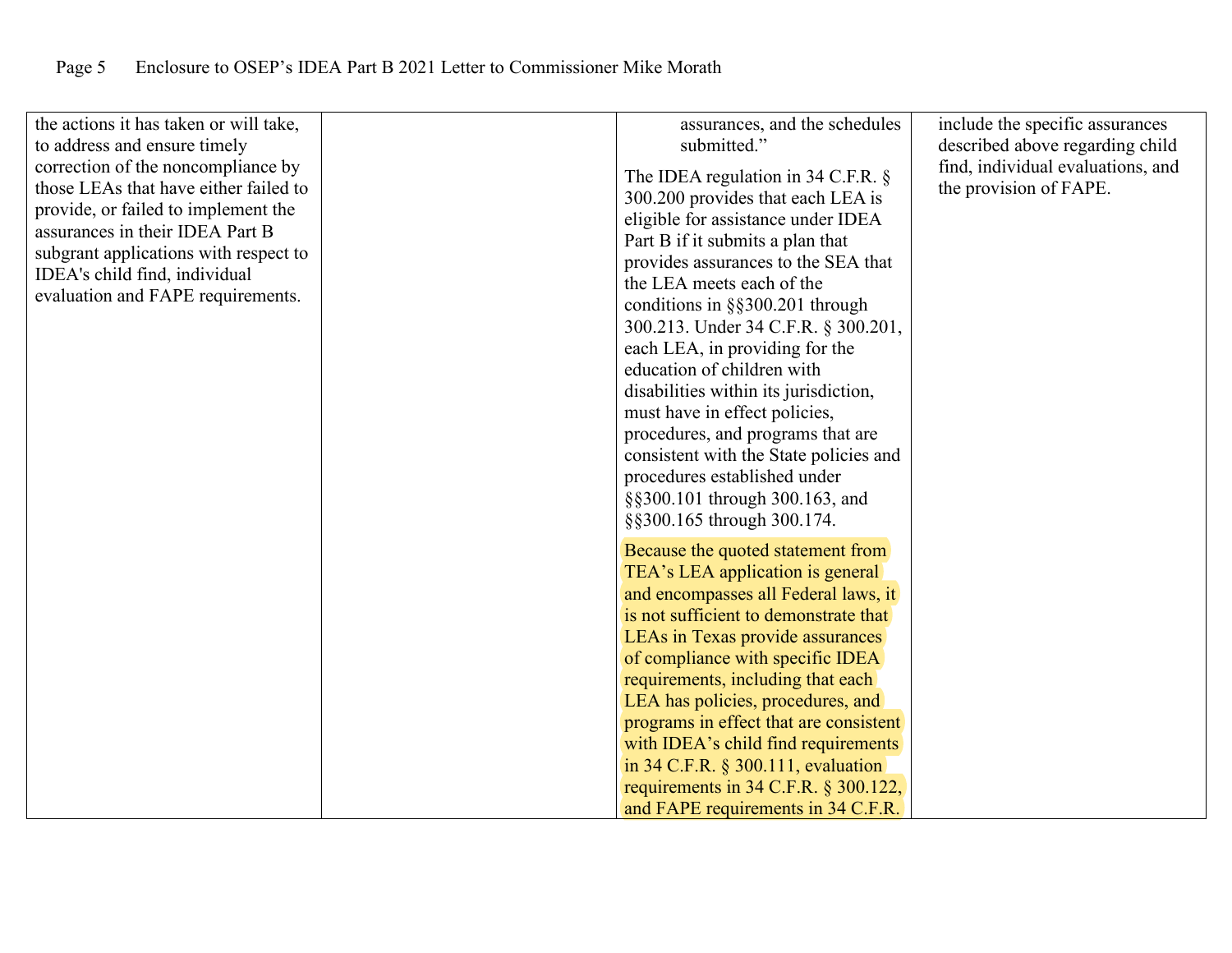| | | | |
|---|---|---|---|
| the actions it has taken or will take, to address and ensure timely correction of the noncompliance by those LEAs that have either failed to provide, or failed to implement the assurances in their IDEA Part B subgrant applications with respect to IDEA's child find, individual evaluation and FAPE requirements. | | assurances, and the schedules submitted."<br><br>The IDEA regulation in 34 C.F.R. § 300.200 provides that each LEA is eligible for assistance under IDEA Part B if it submits a plan that provides assurances to the SEA that the LEA meets each of the conditions in §§300.201 through 300.213. Under 34 C.F.R. § 300.201, each LEA, in providing for the education of children with disabilities within its jurisdiction, must have in effect policies, procedures, and programs that are consistent with the State policies and procedures established under §§300.101 through 300.163, and §§300.165 through 300.174.<br><br>Because the quoted statement from TEA's LEA application is general and encompasses all Federal laws, it is not sufficient to demonstrate that LEAs in Texas provide assurances of compliance with specific IDEA requirements, including that each LEA has policies, procedures, and programs in effect that are consistent with IDEA's child find requirements in 34 C.F.R. § 300.111, evaluation requirements in 34 C.F.R. § 300.122, and FAPE requirements in 34 C.F.R. | include the specific assurances described above regarding child find, individual evaluations, and the provision of FAPE. |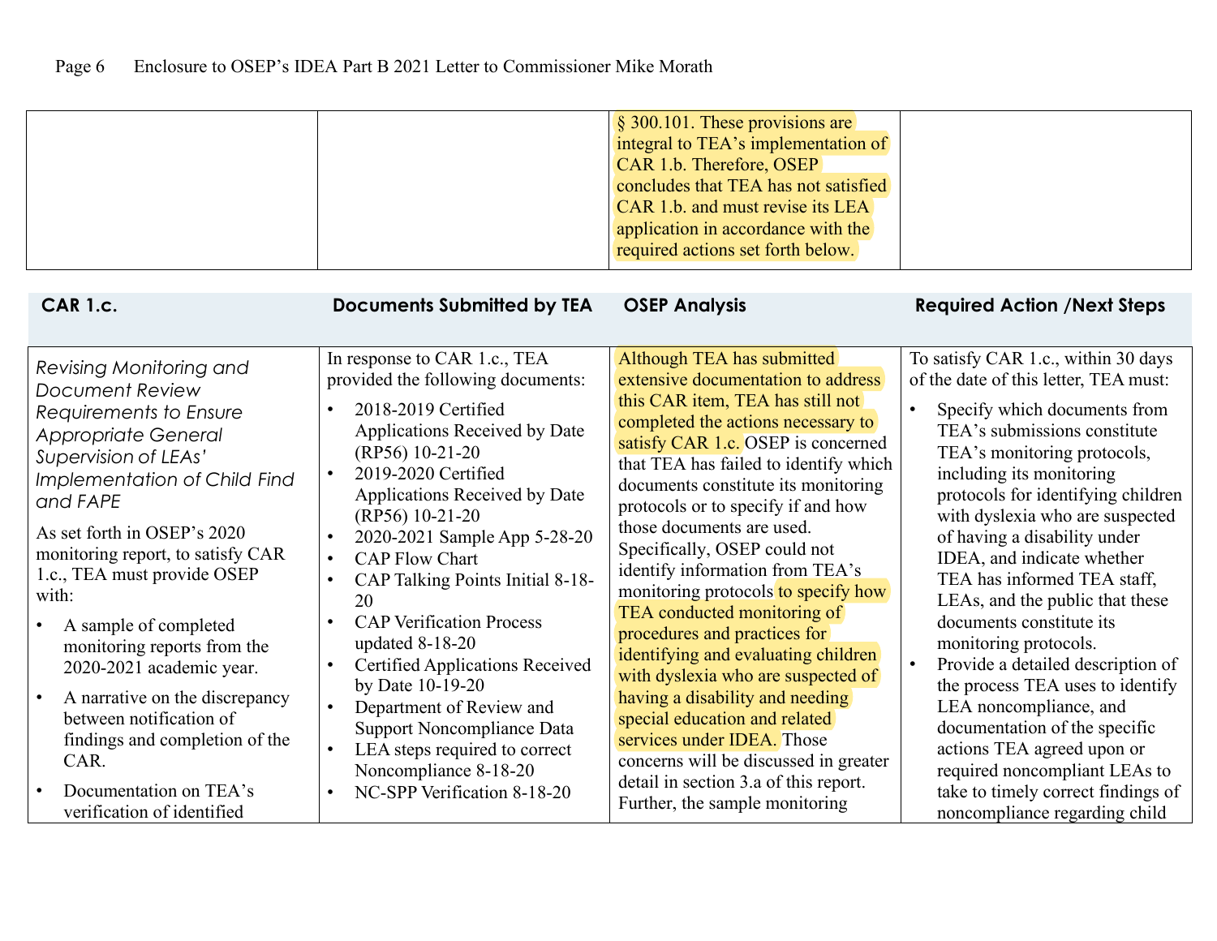| | | | |
|---|---|---|---|
| | | § 300.101. These provisions are integral to TEA's implementation of CAR 1.b. Therefore, OSEP concludes that TEA has not satisfied CAR 1.b. and must revise its LEA application in accordance with the required actions set forth below. | |

| CAR 1.c. | Documents Submitted by TEA | OSEP Analysis | Required Action /Next Steps |
|---|---|---|---|
| *Revising Monitoring and Document Review Requirements to Ensure Appropriate General Supervision of LEAs' Implementation of Child Find and FAPE*<br><br>As set forth in OSEP's 2020 monitoring report, to satisfy CAR 1.c., TEA must provide OSEP with:<br>• A sample of completed monitoring reports from the 2020-2021 academic year.<br>• A narrative on the discrepancy between notification of findings and completion of the CAR.<br>• Documentation on TEA's verification of identified | In response to CAR 1.c., TEA provided the following documents:<br>• 2018-2019 Certified Applications Received by Date (RP56) 10-21-20<br>• 2019-2020 Certified Applications Received by Date (RP56) 10-21-20<br>• 2020-2021 Sample App 5-28-20<br>• CAP Flow Chart<br>• CAP Talking Points Initial 8-18-20<br>• CAP Verification Process updated 8-18-20<br>• Certified Applications Received by Date 10-19-20<br>• Department of Review and Support Noncompliance Data<br>• LEA steps required to correct Noncompliance 8-18-20<br>• NC-SPP Verification 8-18-20 | Although TEA has submitted extensive documentation to address this CAR item, TEA has still not completed the actions necessary to satisfy CAR 1.c. OSEP is concerned that TEA has failed to identify which documents constitute its monitoring protocols or to specify if and how those documents are used. Specifically, OSEP could not identify information from TEA's monitoring protocols to specify how TEA conducted monitoring of procedures and practices for identifying and evaluating children with dyslexia who are suspected of having a disability and needing special education and related services under IDEA. Those concerns will be discussed in greater detail in section 3.a of this report. Further, the sample monitoring | To satisfy CAR 1.c., within 30 days of the date of this letter, TEA must:<br>• Specify which documents from TEA's submissions constitute TEA's monitoring protocols, including its monitoring protocols for identifying children with dyslexia who are suspected of having a disability under IDEA, and indicate whether TEA has informed TEA staff, LEAs, and the public that these documents constitute its monitoring protocols.<br>• Provide a detailed description of the process TEA uses to identify LEA noncompliance, and documentation of the specific actions TEA agreed upon or required noncompliant LEAs to take to timely correct findings of noncompliance regarding child |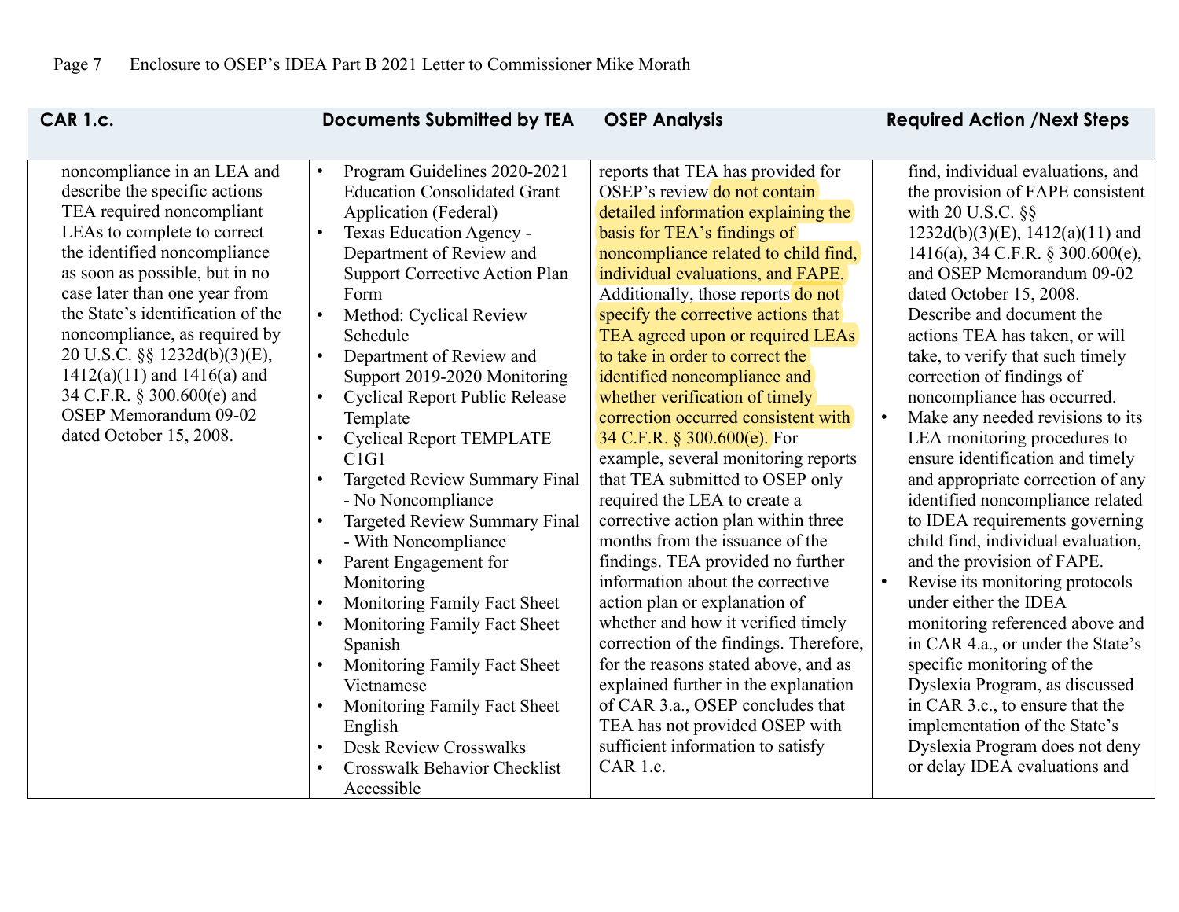| CAR 1.c. | Documents Submitted by TEA | OSEP Analysis | Required Action /Next Steps |
|---|---|---|---|
| noncompliance in an LEA and describe the specific actions TEA required noncompliant LEAs to complete to correct the identified noncompliance as soon as possible, but in no case later than one year from the State's identification of the noncompliance, as required by 20 U.S.C. §§ 1232d(b)(3)(E), 1412(a)(11) and 1416(a) and 34 C.F.R. § 300.600(e) and OSEP Memorandum 09-02 dated October 15, 2008. | • Program Guidelines 2020-2021 Education Consolidated Grant Application (Federal)<br>• Texas Education Agency - Department of Review and Support Corrective Action Plan Form<br>• Method: Cyclical Review Schedule<br>• Department of Review and Support 2019-2020 Monitoring<br>• Cyclical Report Public Release Template<br>• Cyclical Report TEMPLATE C1G1<br>• Targeted Review Summary Final - No Noncompliance<br>• Targeted Review Summary Final - With Noncompliance<br>• Parent Engagement for Monitoring<br>• Monitoring Family Fact Sheet<br>• Monitoring Family Fact Sheet Spanish<br>• Monitoring Family Fact Sheet Vietnamese<br>• Monitoring Family Fact Sheet English<br>• Desk Review Crosswalks<br>• Crosswalk Behavior Checklist Accessible | reports that TEA has provided for OSEP's review do not contain detailed information explaining the basis for TEA's findings of noncompliance related to child find, individual evaluations, and FAPE. Additionally, those reports do not specify the corrective actions that TEA agreed upon or required LEAs to take in order to correct the identified noncompliance and whether verification of timely correction occurred consistent with 34 C.F.R. § 300.600(e). For example, several monitoring reports that TEA submitted to OSEP only required the LEA to create a corrective action plan within three months from the issuance of the findings. TEA provided no further information about the corrective action plan or explanation of whether and how it verified timely correction of the findings. Therefore, for the reasons stated above, and as explained further in the explanation of CAR 3.a., OSEP concludes that TEA has not provided OSEP with sufficient information to satisfy CAR 1.c. | find, individual evaluations, and the provision of FAPE consistent with 20 U.S.C. §§ 1232d(b)(3)(E), 1412(a)(11) and 1416(a), 34 C.F.R. § 300.600(e), and OSEP Memorandum 09-02 dated October 15, 2008. Describe and document the actions TEA has taken, or will take, to verify that such timely correction of findings of noncompliance has occurred.<br>• Make any needed revisions to its LEA monitoring procedures to ensure identification and timely and appropriate correction of any identified noncompliance related to IDEA requirements governing child find, individual evaluation, and the provision of FAPE.<br>• Revise its monitoring protocols under either the IDEA monitoring referenced above and in CAR 4.a., or under the State's specific monitoring of the Dyslexia Program, as discussed in CAR 3.c., to ensure that the implementation of the State's Dyslexia Program does not deny or delay IDEA evaluations and |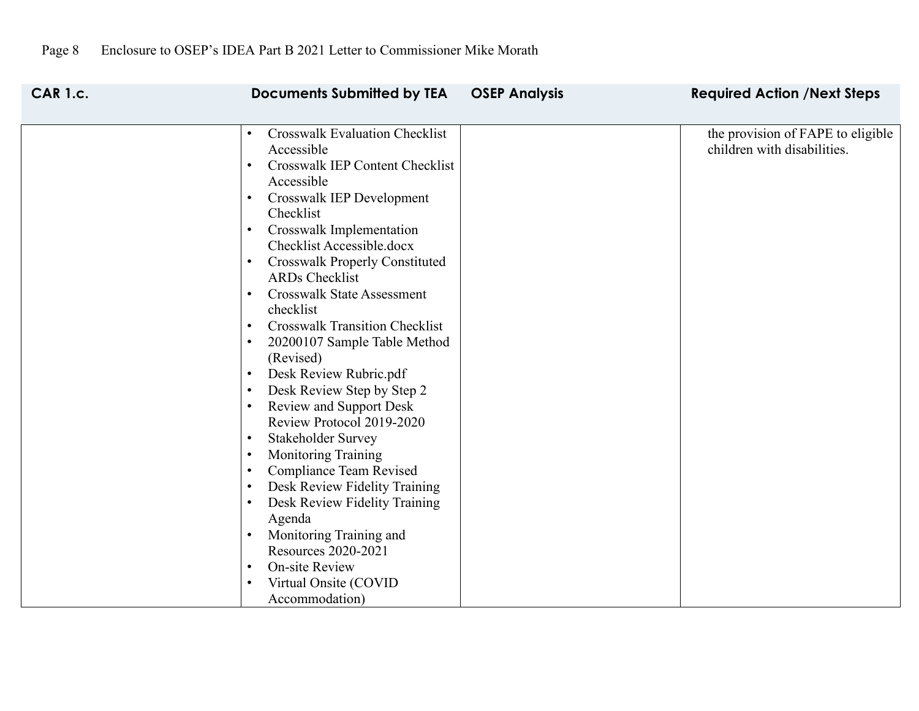| CAR 1.c. | Documents Submitted by TEA | OSEP Analysis | Required Action /Next Steps |
|---|---|---|---|
| | • Crosswalk Evaluation Checklist Accessible<br>• Crosswalk IEP Content Checklist Accessible<br>• Crosswalk IEP Development Checklist<br>• Crosswalk Implementation Checklist Accessible.docx<br>• Crosswalk Properly Constituted ARDs Checklist<br>• Crosswalk State Assessment checklist<br>• Crosswalk Transition Checklist<br>• 20200107 Sample Table Method (Revised)<br>• Desk Review Rubric.pdf<br>• Desk Review Step by Step 2<br>• Review and Support Desk Review Protocol 2019-2020<br>• Stakeholder Survey<br>• Monitoring Training<br>• Compliance Team Revised<br>• Desk Review Fidelity Training<br>• Desk Review Fidelity Training Agenda<br>• Monitoring Training and Resources 2020-2021<br>• On-site Review<br>• Virtual Onsite (COVID Accommodation) | | the provision of FAPE to eligible children with disabilities. |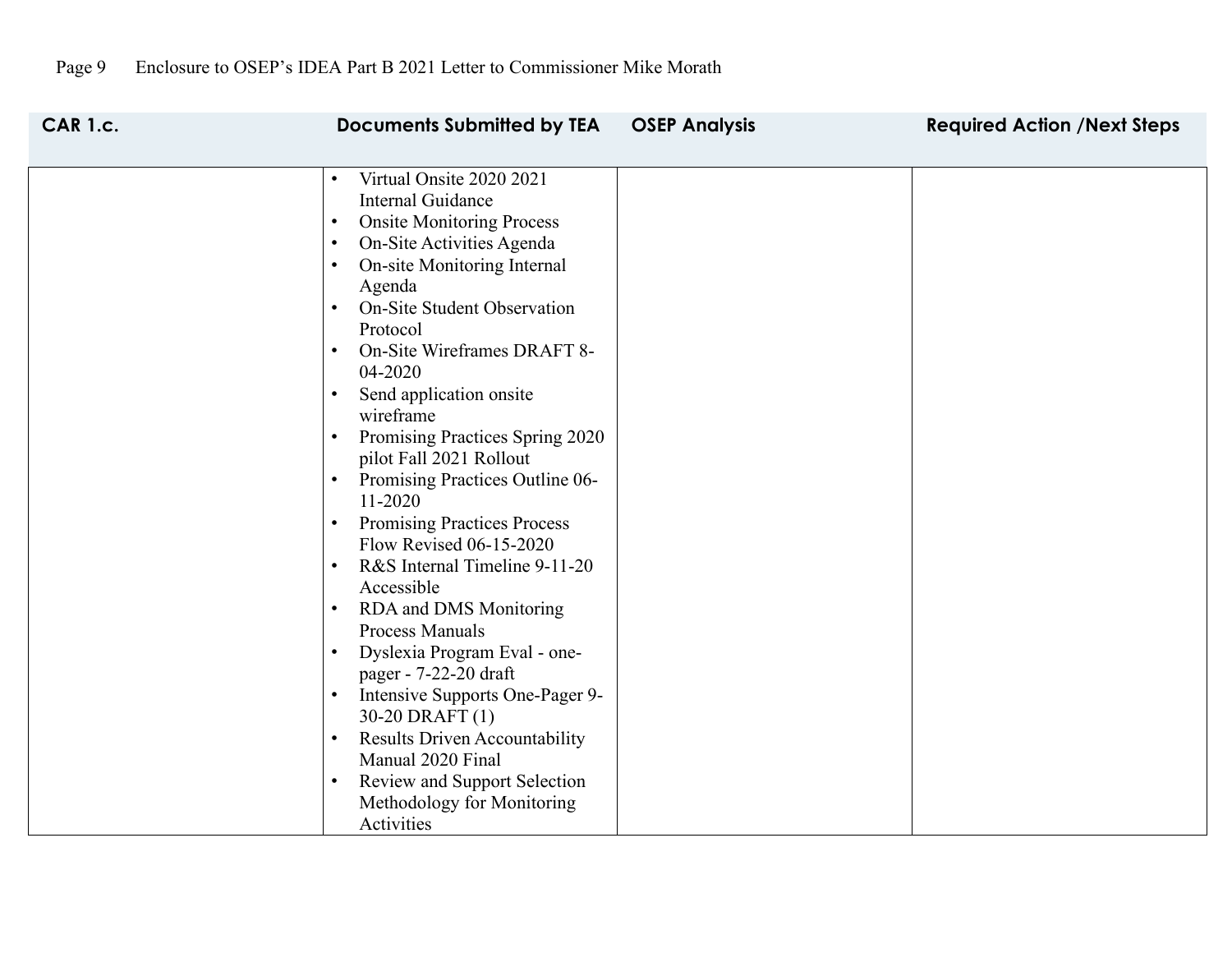| CAR 1.c. | Documents Submitted by TEA | OSEP Analysis | Required Action /Next Steps |
|---|---|---|---|
| | • Virtual Onsite 2020 2021 Internal Guidance<br>• Onsite Monitoring Process<br>• On-Site Activities Agenda<br>• On-site Monitoring Internal Agenda<br>• On-Site Student Observation Protocol<br>• On-Site Wireframes DRAFT 8-04-2020<br>• Send application onsite wireframe<br>• Promising Practices Spring 2020 pilot Fall 2021 Rollout<br>• Promising Practices Outline 06-11-2020<br>• Promising Practices Process Flow Revised 06-15-2020<br>• R&S Internal Timeline 9-11-20 Accessible<br>• RDA and DMS Monitoring Process Manuals<br>• Dyslexia Program Eval - one-pager - 7-22-20 draft<br>• Intensive Supports One-Pager 9-30-20 DRAFT (1)<br>• Results Driven Accountability Manual 2020 Final<br>• Review and Support Selection Methodology for Monitoring Activities | | |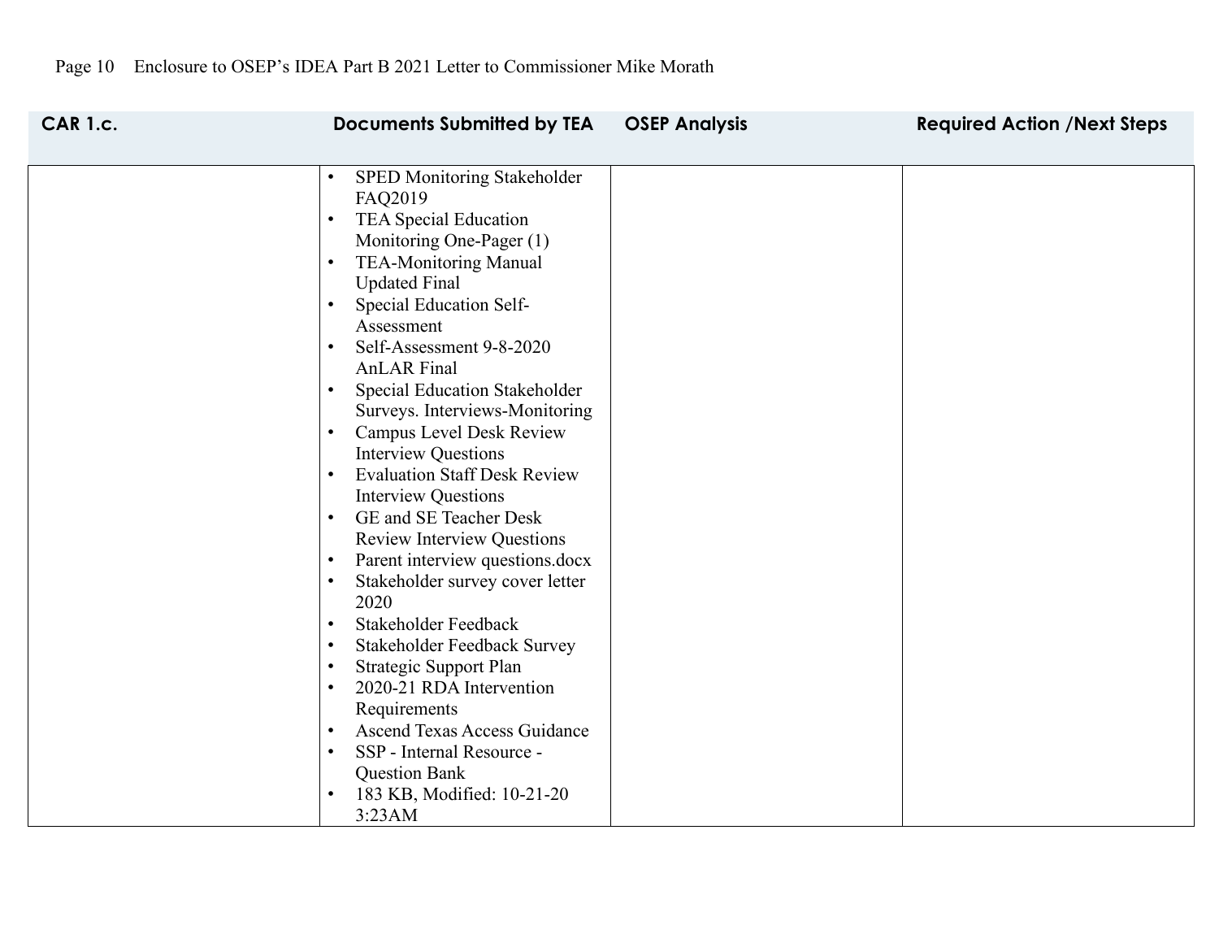| CAR 1.c. | Documents Submitted by TEA | OSEP Analysis | Required Action /Next Steps |
|---|---|---|---|
| | • SPED Monitoring Stakeholder FAQ2019<br>• TEA Special Education Monitoring One-Pager (1)<br>• TEA-Monitoring Manual Updated Final<br>• Special Education Self-Assessment<br>• Self-Assessment 9-8-2020 AnLAR Final<br>• Special Education Stakeholder Surveys. Interviews-Monitoring<br>• Campus Level Desk Review Interview Questions<br>• Evaluation Staff Desk Review Interview Questions<br>• GE and SE Teacher Desk Review Interview Questions<br>• Parent interview questions.docx<br>• Stakeholder survey cover letter 2020<br>• Stakeholder Feedback<br>• Stakeholder Feedback Survey<br>• Strategic Support Plan<br>• 2020-21 RDA Intervention Requirements<br>• Ascend Texas Access Guidance<br>• SSP - Internal Resource - Question Bank<br>• 183 KB, Modified: 10-21-20 3:23AM | | |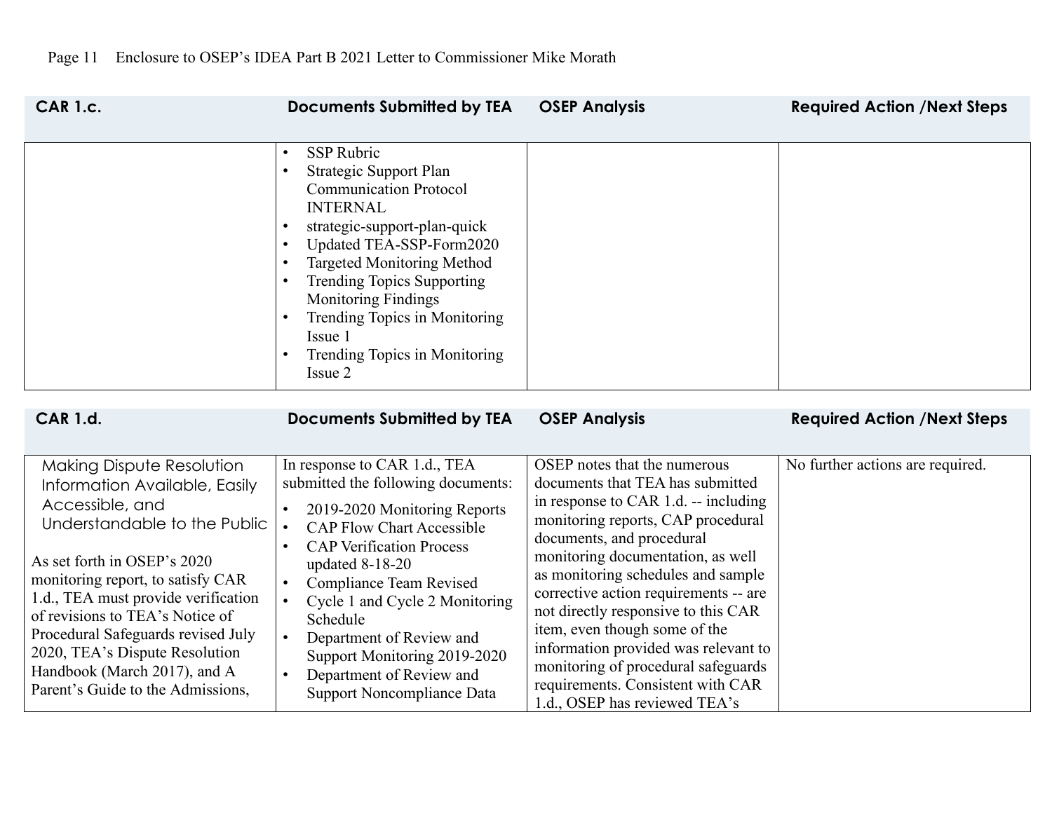| CAR 1.c. | Documents Submitted by TEA | OSEP Analysis | Required Action /Next Steps |
|---|---|---|---|
| | • SSP Rubric<br>• Strategic Support Plan Communication Protocol INTERNAL<br>• strategic-support-plan-quick<br>• Updated TEA-SSP-Form2020<br>• Targeted Monitoring Method<br>• Trending Topics Supporting Monitoring Findings<br>• Trending Topics in Monitoring Issue 1<br>• Trending Topics in Monitoring Issue 2 | | |

| CAR 1.d. | Documents Submitted by TEA | OSEP Analysis | Required Action /Next Steps |
|---|---|---|---|
| Making Dispute Resolution Information Available, Easily Accessible, and Understandable to the Public<br><br>As set forth in OSEP's 2020 monitoring report, to satisfy CAR 1.d., TEA must provide verification of revisions to TEA's Notice of Procedural Safeguards revised July 2020, TEA's Dispute Resolution Handbook (March 2017), and A Parent's Guide to the Admissions, | In response to CAR 1.d., TEA submitted the following documents:<br>• 2019-2020 Monitoring Reports<br>• CAP Flow Chart Accessible<br>• CAP Verification Process updated 8-18-20<br>• Compliance Team Revised<br>• Cycle 1 and Cycle 2 Monitoring Schedule<br>• Department of Review and Support Monitoring 2019-2020<br>• Department of Review and Support Noncompliance Data | OSEP notes that the numerous documents that TEA has submitted in response to CAR 1.d. -- including monitoring reports, CAP procedural documents, and procedural monitoring documentation, as well as monitoring schedules and sample corrective action requirements -- are not directly responsive to this CAR item, even though some of the information provided was relevant to monitoring of procedural safeguards requirements. Consistent with CAR 1.d., OSEP has reviewed TEA's | No further actions are required. |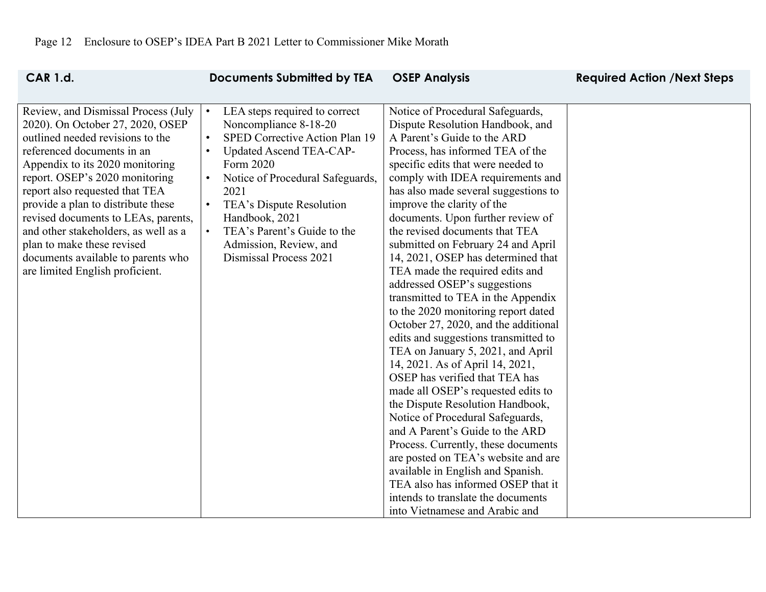| CAR 1.d. | Documents Submitted by TEA | OSEP Analysis | Required Action /Next Steps |
|---|---|---|---|
| Review, and Dismissal Process (July 2020). On October 27, 2020, OSEP outlined needed revisions to the referenced documents in an Appendix to its 2020 monitoring report. OSEP's 2020 monitoring report also requested that TEA provide a plan to distribute these revised documents to LEAs, parents, and other stakeholders, as well as a plan to make these revised documents available to parents who are limited English proficient. | • LEA steps required to correct Noncompliance 8-18-20<br>• SPED Corrective Action Plan 19<br>• Updated Ascend TEA-CAP-Form 2020<br>• Notice of Procedural Safeguards, 2021<br>• TEA's Dispute Resolution Handbook, 2021<br>• TEA's Parent's Guide to the Admission, Review, and Dismissal Process 2021 | Notice of Procedural Safeguards, Dispute Resolution Handbook, and A Parent's Guide to the ARD Process, has informed TEA of the specific edits that were needed to comply with IDEA requirements and has also made several suggestions to improve the clarity of the documents. Upon further review of the revised documents that TEA submitted on February 24 and April 14, 2021, OSEP has determined that TEA made the required edits and addressed OSEP's suggestions transmitted to TEA in the Appendix to the 2020 monitoring report dated October 27, 2020, and the additional edits and suggestions transmitted to TEA on January 5, 2021, and April 14, 2021. As of April 14, 2021, OSEP has verified that TEA has made all OSEP's requested edits to the Dispute Resolution Handbook, Notice of Procedural Safeguards, and A Parent's Guide to the ARD Process. Currently, these documents are posted on TEA's website and are available in English and Spanish. TEA also has informed OSEP that it intends to translate the documents into Vietnamese and Arabic and | |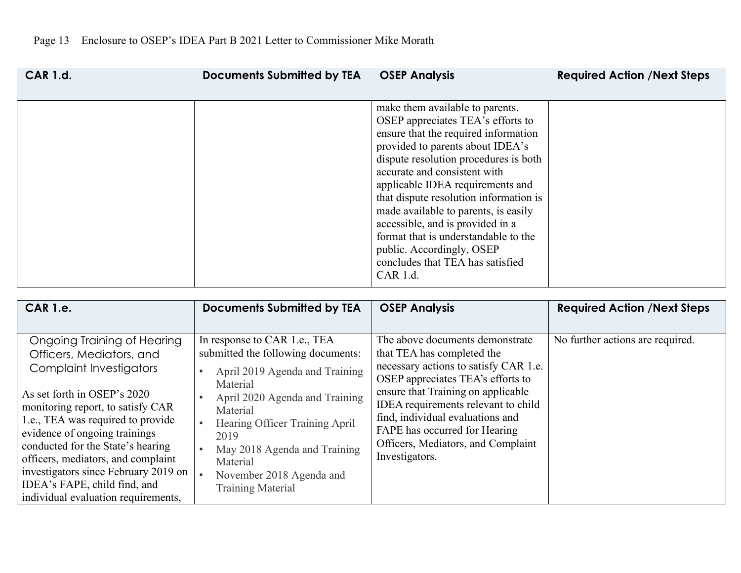| CAR 1.d. | Documents Submitted by TEA | OSEP Analysis | Required Action /Next Steps |
|---|---|---|---|
| | | make them available to parents. OSEP appreciates TEA's efforts to ensure that the required information provided to parents about IDEA's dispute resolution procedures is both accurate and consistent with applicable IDEA requirements and that dispute resolution information is made available to parents, is easily accessible, and is provided in a format that is understandable to the public. Accordingly, OSEP concludes that TEA has satisfied CAR 1.d. | |

| CAR 1.e. | Documents Submitted by TEA | OSEP Analysis | Required Action /Next Steps |
|---|---|---|---|
| Ongoing Training of Hearing Officers, Mediators, and Complaint Investigators<br><br>As set forth in OSEP's 2020 monitoring report, to satisfy CAR 1.e., TEA was required to provide evidence of ongoing trainings conducted for the State's hearing officers, mediators, and complaint investigators since February 2019 on IDEA's FAPE, child find, and individual evaluation requirements, | In response to CAR 1.e., TEA submitted the following documents:<br>• April 2019 Agenda and Training Material<br>• April 2020 Agenda and Training Material<br>• Hearing Officer Training April 2019<br>• May 2018 Agenda and Training Material<br>• November 2018 Agenda and Training Material | The above documents demonstrate that TEA has completed the necessary actions to satisfy CAR 1.e. OSEP appreciates TEA's efforts to ensure that Training on applicable IDEA requirements relevant to child find, individual evaluations and FAPE has occurred for Hearing Officers, Mediators, and Complaint Investigators. | No further actions are required. |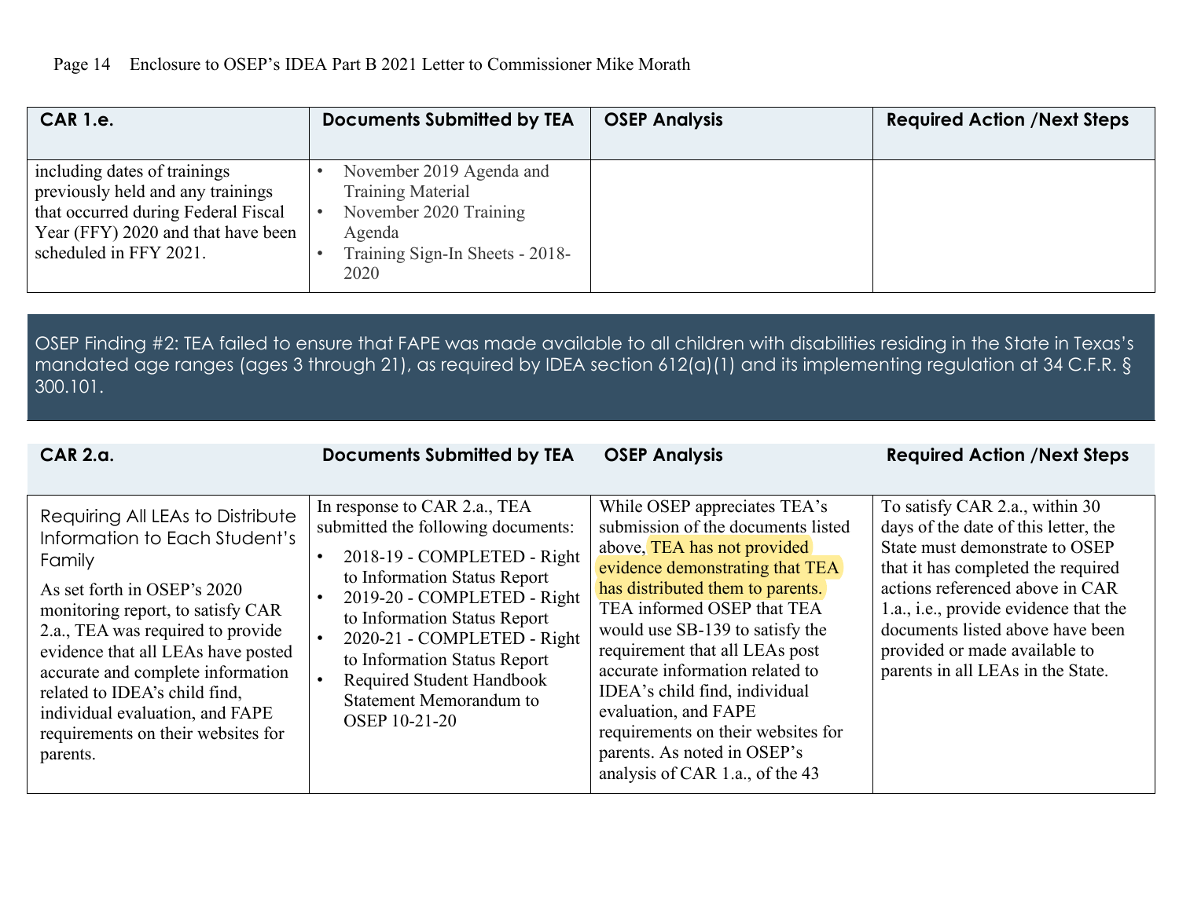| CAR 1.e. | Documents Submitted by TEA | OSEP Analysis | Required Action /Next Steps |
|---|---|---|---|
| including dates of trainings previously held and any trainings that occurred during Federal Fiscal Year (FFY) 2020 and that have been scheduled in FFY 2021. | • November 2019 Agenda and Training Material<br>• November 2020 Training Agenda<br>• Training Sign-In Sheets - 2018-2020 | | |

**OSEP Finding #2: TEA failed to ensure that FAPE was made available to all children with disabilities residing in the State in Texas's mandated age ranges (ages 3 through 21), as required by IDEA section 612(a)(1) and its implementing regulation at 34 C.F.R. § 300.101.**

| CAR 2.a. | Documents Submitted by TEA | OSEP Analysis | Required Action /Next Steps |
|---|---|---|---|
| Requiring All LEAs to Distribute Information to Each Student's Family<br><br>As set forth in OSEP's 2020 monitoring report, to satisfy CAR 2.a., TEA was required to provide evidence that all LEAs have posted accurate and complete information related to IDEA's child find, individual evaluation, and FAPE requirements on their websites for parents. | In response to CAR 2.a., TEA submitted the following documents:<br>• 2018-19 - COMPLETED - Right to Information Status Report<br>• 2019-20 - COMPLETED - Right to Information Status Report<br>• 2020-21 - COMPLETED - Right to Information Status Report<br>• Required Student Handbook Statement Memorandum to OSEP 10-21-20 | While OSEP appreciates TEA's submission of the documents listed above, TEA has not provided evidence demonstrating that TEA has distributed them to parents. TEA informed OSEP that TEA would use SB-139 to satisfy the requirement that all LEAs post accurate information related to IDEA's child find, individual evaluation, and FAPE requirements on their websites for parents. As noted in OSEP's analysis of CAR 1.a., of the 43 | To satisfy CAR 2.a., within 30 days of the date of this letter, the State must demonstrate to OSEP that it has completed the required actions referenced above in CAR 1.a., i.e., provide evidence that the documents listed above have been provided or made available to parents in all LEAs in the State. |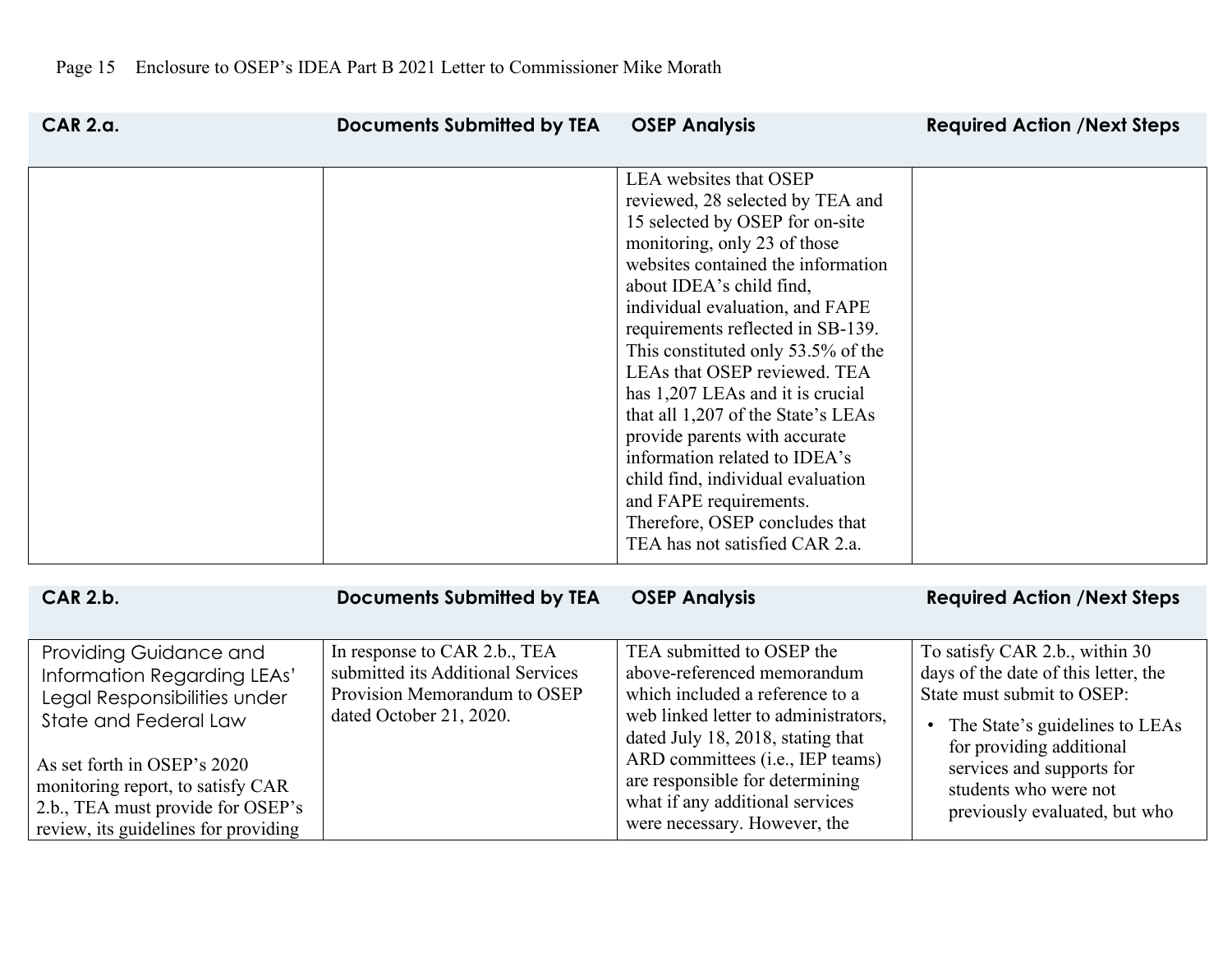| CAR 2.a. | Documents Submitted by TEA | OSEP Analysis | Required Action /Next Steps |
|---|---|---|---|
| | | LEA websites that OSEP reviewed, 28 selected by TEA and 15 selected by OSEP for on-site monitoring, only 23 of those websites contained the information about IDEA's child find, individual evaluation, and FAPE requirements reflected in SB-139. This constituted only 53.5% of the LEAs that OSEP reviewed. TEA has 1,207 LEAs and it is crucial that all 1,207 of the State's LEAs provide parents with accurate information related to IDEA's child find, individual evaluation and FAPE requirements. Therefore, OSEP concludes that TEA has not satisfied CAR 2.a. | |

| CAR 2.b. | Documents Submitted by TEA | OSEP Analysis | Required Action /Next Steps |
|---|---|---|---|
| Providing Guidance and Information Regarding LEAs' Legal Responsibilities under State and Federal Law<br><br>As set forth in OSEP's 2020 monitoring report, to satisfy CAR 2.b., TEA must provide for OSEP's review, its guidelines for providing | In response to CAR 2.b., TEA submitted its Additional Services Provision Memorandum to OSEP dated October 21, 2020. | TEA submitted to OSEP the above-referenced memorandum which included a reference to a web linked letter to administrators, dated July 18, 2018, stating that ARD committees (i.e., IEP teams) are responsible for determining what if any additional services were necessary. However, the | To satisfy CAR 2.b., within 30 days of the date of this letter, the State must submit to OSEP:<br><br>• The State's guidelines to LEAs for providing additional services and supports for students who were not previously evaluated, but who |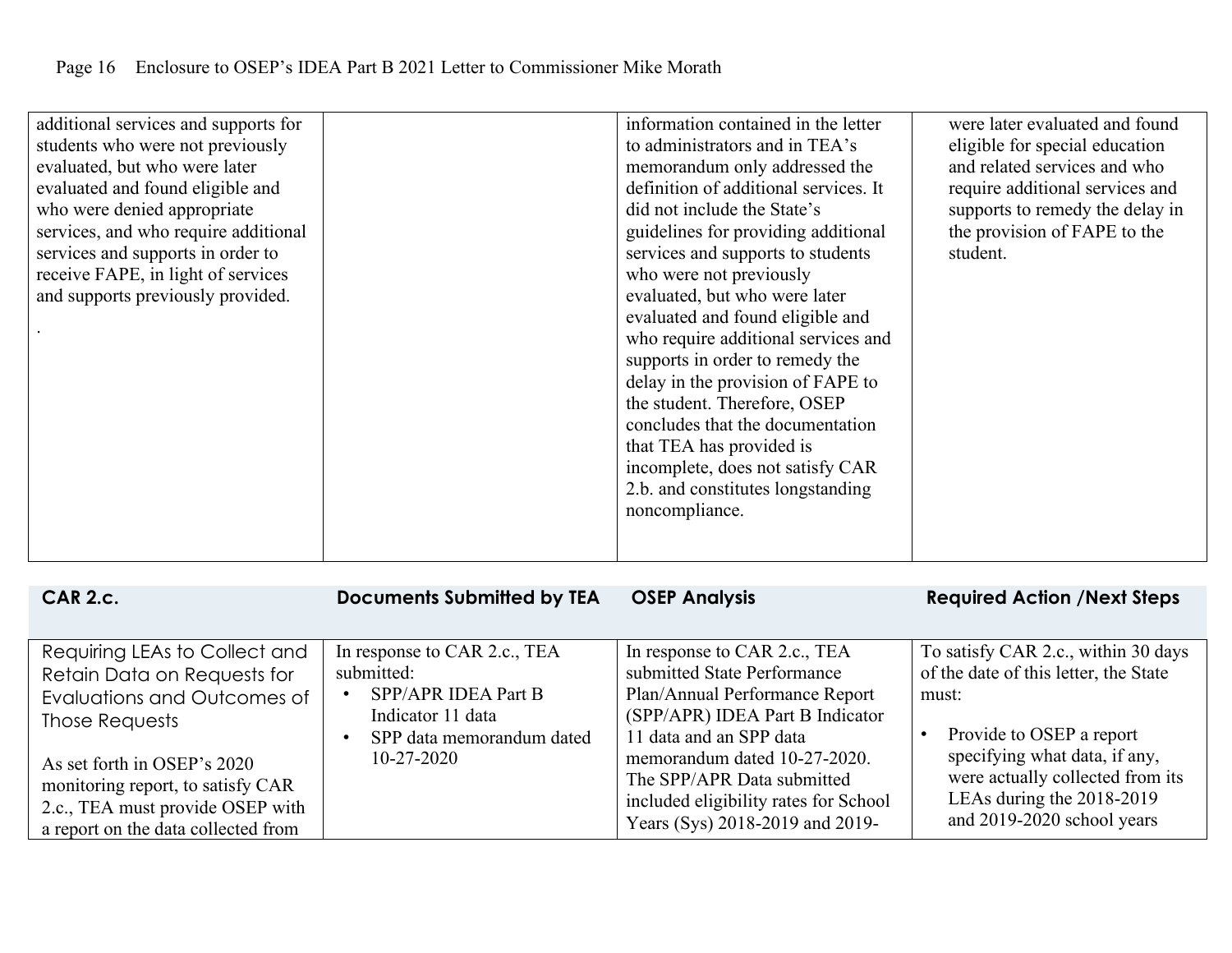| | | | |
|---|---|---|---|
| additional services and supports for students who were not previously evaluated, but who were later evaluated and found eligible and who were denied appropriate services, and who require additional services and supports in order to receive FAPE, in light of services and supports previously provided.<br><br>. | | information contained in the letter to administrators and in TEA's memorandum only addressed the definition of additional services. It did not include the State's guidelines for providing additional services and supports to students who were not previously evaluated, but who were later evaluated and found eligible and who require additional services and supports in order to remedy the delay in the provision of FAPE to the student. Therefore, OSEP concludes that the documentation that TEA has provided is incomplete, does not satisfy CAR 2.b. and constitutes longstanding noncompliance. | were later evaluated and found eligible for special education and related services and who require additional services and supports to remedy the delay in the provision of FAPE to the student. |

| **CAR 2.c.** | **Documents Submitted by TEA** | **OSEP Analysis** | **Required Action /Next Steps** |
|---|---|---|---|
| Requiring LEAs to Collect and Retain Data on Requests for Evaluations and Outcomes of Those Requests<br><br>As set forth in OSEP's 2020 monitoring report, to satisfy CAR 2.c., TEA must provide OSEP with a report on the data collected from | In response to CAR 2.c., TEA submitted:<br>• SPP/APR IDEA Part B Indicator 11 data<br>• SPP data memorandum dated 10-27-2020 | In response to CAR 2.c., TEA submitted State Performance Plan/Annual Performance Report (SPP/APR) IDEA Part B Indicator 11 data and an SPP data memorandum dated 10-27-2020. The SPP/APR Data submitted included eligibility rates for School Years (Sys) 2018-2019 and 2019- | To satisfy CAR 2.c., within 30 days of the date of this letter, the State must:<br><br>• Provide to OSEP a report specifying what data, if any, were actually collected from its LEAs during the 2018-2019 and 2019-2020 school years |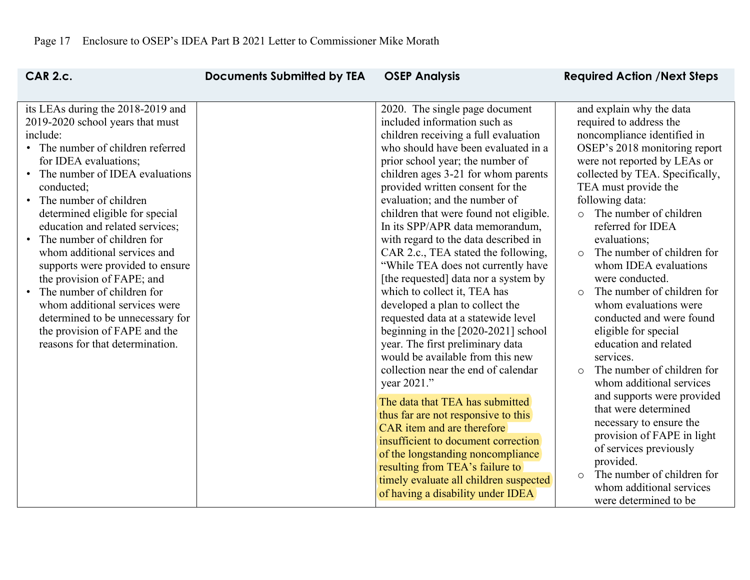| CAR 2.c. | Documents Submitted by TEA | OSEP Analysis | Required Action /Next Steps |
|---|---|---|---|
| its LEAs during the 2018-2019 and 2019-2020 school years that must include:<br>• The number of children referred for IDEA evaluations;<br>• The number of IDEA evaluations conducted;<br>• The number of children determined eligible for special education and related services;<br>• The number of children for whom additional services and supports were provided to ensure the provision of FAPE; and<br>• The number of children for whom additional services were determined to be unnecessary for the provision of FAPE and the reasons for that determination. | | 2020. The single page document included information such as children receiving a full evaluation who should have been evaluated in a prior school year; the number of children ages 3-21 for whom parents provided written consent for the evaluation; and the number of children that were found not eligible. In its SPP/APR data memorandum, with regard to the data described in CAR 2.c., TEA stated the following, "While TEA does not currently have [the requested] data nor a system by which to collect it, TEA has developed a plan to collect the requested data at a statewide level beginning in the [2020-2021] school year. The first preliminary data would be available from this new collection near the end of calendar year 2021."<br><br>The data that TEA has submitted thus far are not responsive to this CAR item and are therefore insufficient to document correction of the longstanding noncompliance resulting from TEA's failure to timely evaluate all children suspected of having a disability under IDEA | and explain why the data required to address the noncompliance identified in OSEP's 2018 monitoring report were not reported by LEAs or collected by TEA. Specifically, TEA must provide the following data:<br>○ The number of children referred for IDEA evaluations;<br>○ The number of children for whom IDEA evaluations were conducted.<br>○ The number of children for whom evaluations were conducted and were found eligible for special education and related services.<br>○ The number of children for whom additional services and supports were provided that were determined necessary to ensure the provision of FAPE in light of services previously provided.<br>○ The number of children for whom additional services were determined to be |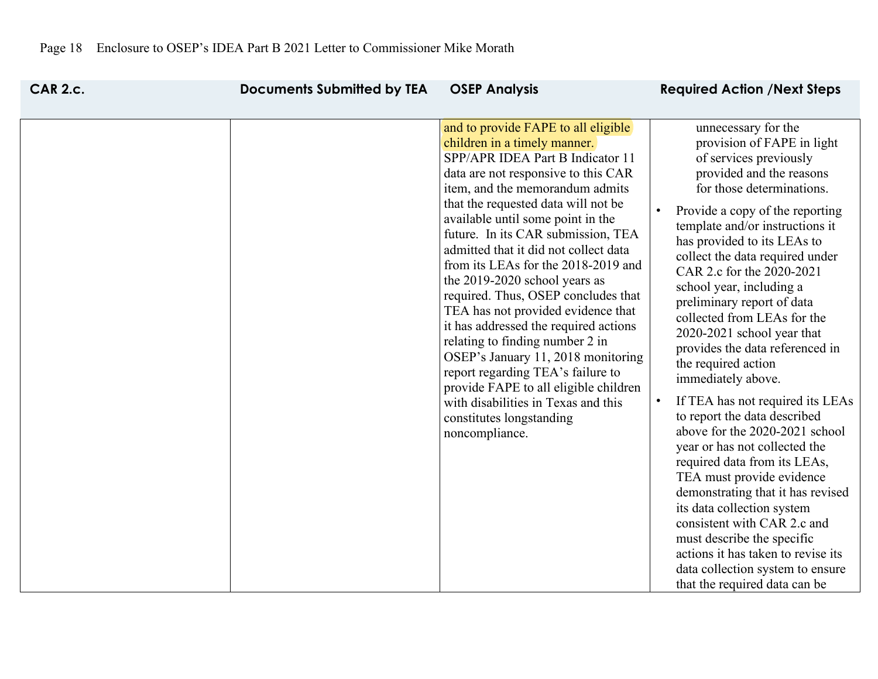| CAR 2.c. | Documents Submitted by TEA | OSEP Analysis | Required Action /Next Steps |
|---|---|---|---|
| | | and to provide FAPE to all eligible children in a timely manner. SPP/APR IDEA Part B Indicator 11 data are not responsive to this CAR item, and the memorandum admits that the requested data will not be available until some point in the future. In its CAR submission, TEA admitted that it did not collect data from its LEAs for the 2018-2019 and the 2019-2020 school years as required. Thus, OSEP concludes that TEA has not provided evidence that it has addressed the required actions relating to finding number 2 in OSEP's January 11, 2018 monitoring report regarding TEA's failure to provide FAPE to all eligible children with disabilities in Texas and this constitutes longstanding noncompliance. | unnecessary for the provision of FAPE in light of services previously provided and the reasons for those determinations.<br>• Provide a copy of the reporting template and/or instructions it has provided to its LEAs to collect the data required under CAR 2.c for the 2020-2021 school year, including a preliminary report of data collected from LEAs for the 2020-2021 school year that provides the data referenced in the required action immediately above.<br>• If TEA has not required its LEAs to report the data described above for the 2020-2021 school year or has not collected the required data from its LEAs, TEA must provide evidence demonstrating that it has revised its data collection system consistent with CAR 2.c and must describe the specific actions it has taken to revise its data collection system to ensure that the required data can be |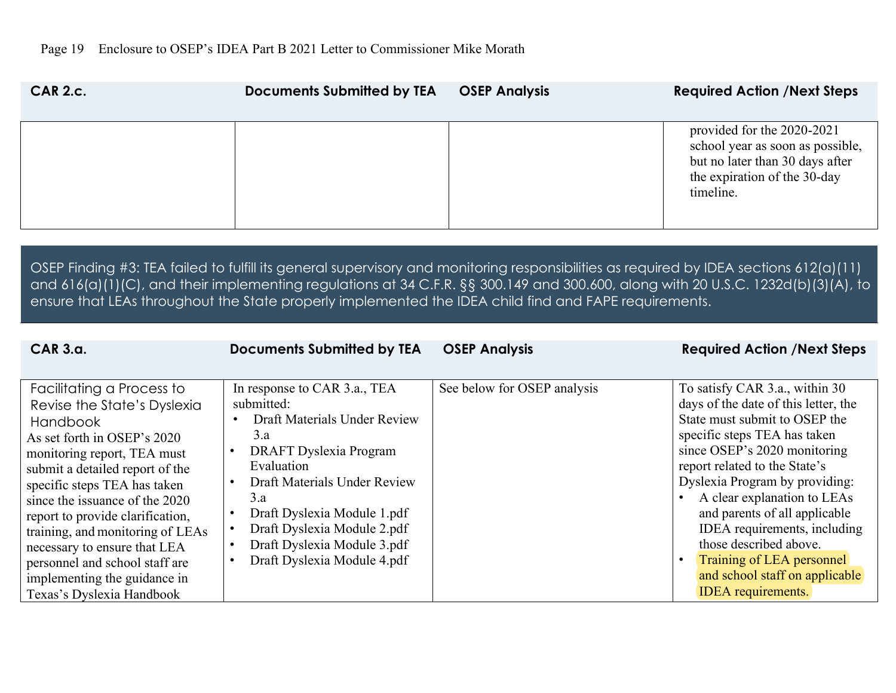| CAR 2.c. | Documents Submitted by TEA | OSEP Analysis | Required Action /Next Steps |
|---|---|---|---|
| | | | provided for the 2020-2021 school year as soon as possible, but no later than 30 days after the expiration of the 30-day timeline. |

OSEP Finding #3: TEA failed to fulfill its general supervisory and monitoring responsibilities as required by IDEA sections 612(a)(11) and 616(a)(1)(C), and their implementing regulations at 34 C.F.R. §§ 300.149 and 300.600, along with 20 U.S.C. 1232d(b)(3)(A), to ensure that LEAs throughout the State properly implemented the IDEA child find and FAPE requirements.

| CAR 3.a. | Documents Submitted by TEA | OSEP Analysis | Required Action /Next Steps |
|---|---|---|---|
| Facilitating a Process to Revise the State's Dyslexia Handbook<br>As set forth in OSEP's 2020 monitoring report, TEA must submit a detailed report of the specific steps TEA has taken since the issuance of the 2020 report to provide clarification, training, and monitoring of LEAs necessary to ensure that LEA personnel and school staff are implementing the guidance in Texas's Dyslexia Handbook | In response to CAR 3.a., TEA submitted:<br>• Draft Materials Under Review 3.a<br>• DRAFT Dyslexia Program Evaluation<br>• Draft Materials Under Review 3.a<br>• Draft Dyslexia Module 1.pdf<br>• Draft Dyslexia Module 2.pdf<br>• Draft Dyslexia Module 3.pdf<br>• Draft Dyslexia Module 4.pdf | See below for OSEP analysis | To satisfy CAR 3.a., within 30 days of the date of this letter, the State must submit to OSEP the specific steps TEA has taken since OSEP's 2020 monitoring report related to the State's Dyslexia Program by providing:<br>• A clear explanation to LEAs and parents of all applicable IDEA requirements, including those described above.<br>• Training of LEA personnel and school staff on applicable IDEA requirements. |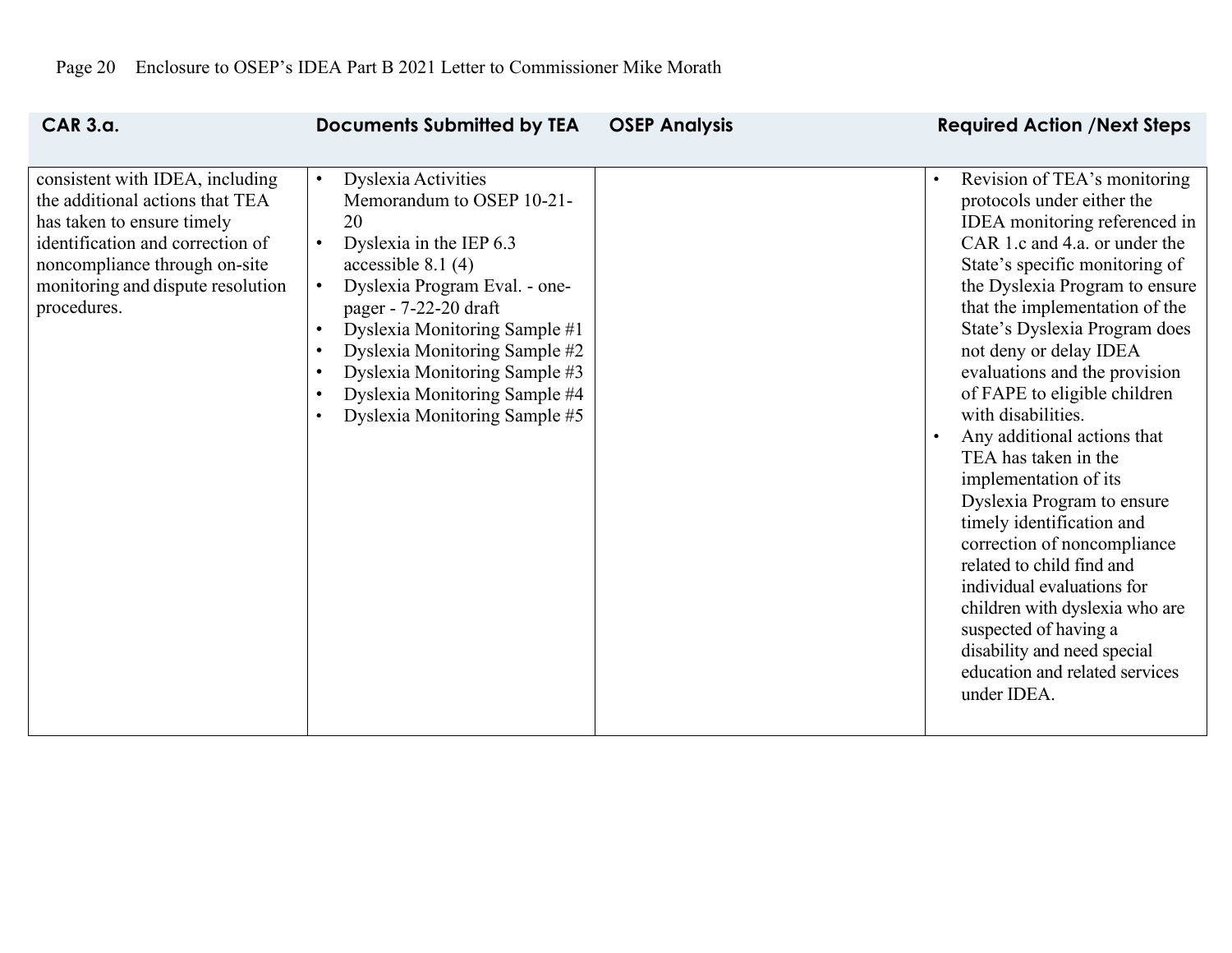| CAR 3.a. | Documents Submitted by TEA | OSEP Analysis | Required Action /Next Steps |
|---|---|---|---|
| consistent with IDEA, including the additional actions that TEA has taken to ensure timely identification and correction of noncompliance through on-site monitoring and dispute resolution procedures. | • Dyslexia Activities Memorandum to OSEP 10-21-20<br>• Dyslexia in the IEP 6.3 accessible 8.1 (4)<br>• Dyslexia Program Eval. - one-pager - 7-22-20 draft<br>• Dyslexia Monitoring Sample #1<br>• Dyslexia Monitoring Sample #2<br>• Dyslexia Monitoring Sample #3<br>• Dyslexia Monitoring Sample #4<br>• Dyslexia Monitoring Sample #5 | | • Revision of TEA's monitoring protocols under either the IDEA monitoring referenced in CAR 1.c and 4.a. or under the State's specific monitoring of the Dyslexia Program to ensure that the implementation of the State's Dyslexia Program does not deny or delay IDEA evaluations and the provision of FAPE to eligible children with disabilities.<br>• Any additional actions that TEA has taken in the implementation of its Dyslexia Program to ensure timely identification and correction of noncompliance related to child find and individual evaluations for children with dyslexia who are suspected of having a disability and need special education and related services under IDEA. |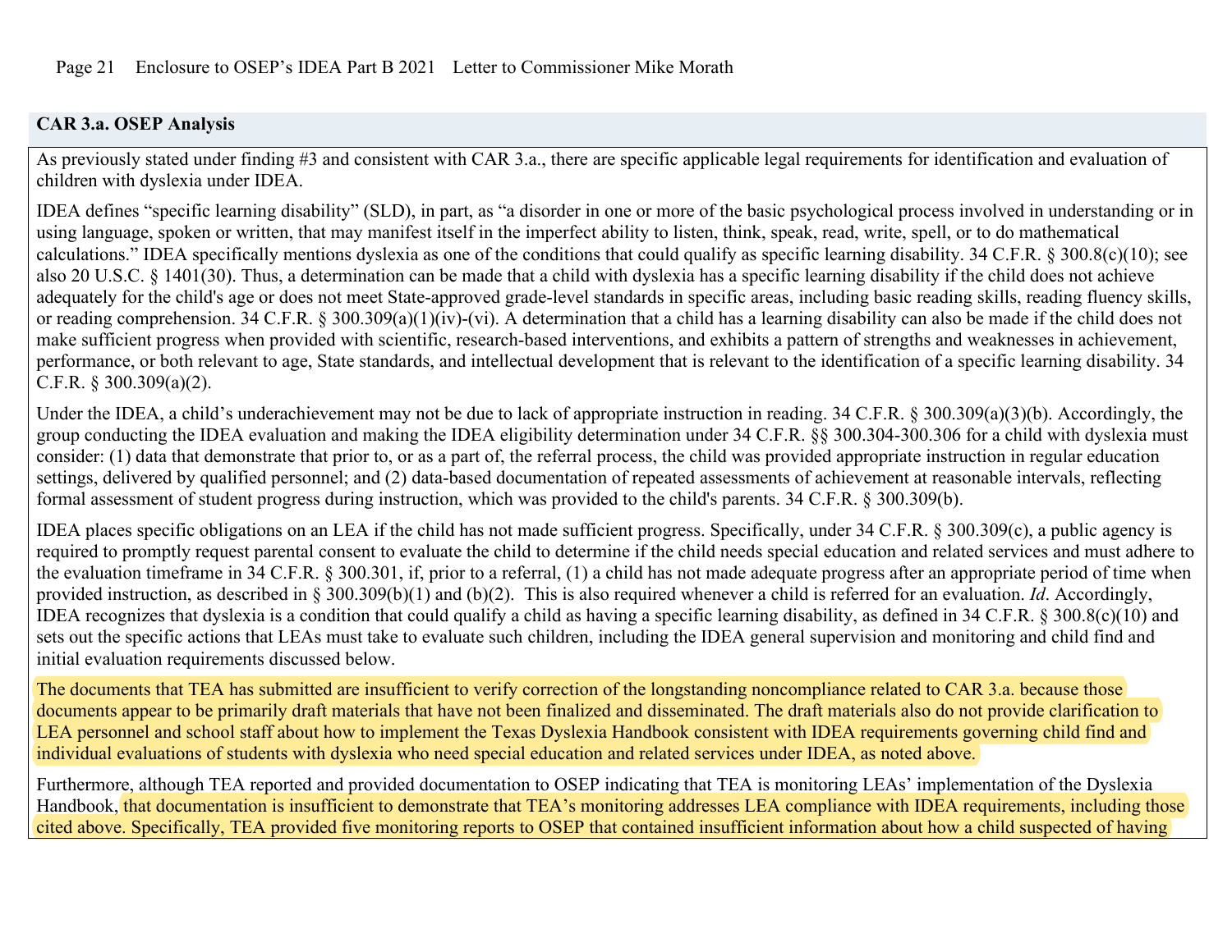**CAR 3.a. OSEP Analysis**

As previously stated under finding #3 and consistent with CAR 3.a., there are specific applicable legal requirements for identification and evaluation of children with dyslexia under IDEA.

IDEA defines "specific learning disability" (SLD), in part, as "a disorder in one or more of the basic psychological process involved in understanding or in using language, spoken or written, that may manifest itself in the imperfect ability to listen, think, speak, read, write, spell, or to do mathematical calculations." IDEA specifically mentions dyslexia as one of the conditions that could qualify as specific learning disability. 34 C.F.R. § 300.8(c)(10); see also 20 U.S.C. § 1401(30). Thus, a determination can be made that a child with dyslexia has a specific learning disability if the child does not achieve adequately for the child's age or does not meet State-approved grade-level standards in specific areas, including basic reading skills, reading fluency skills, or reading comprehension. 34 C.F.R. § 300.309(a)(1)(iv)-(vi). A determination that a child has a learning disability can also be made if the child does not make sufficient progress when provided with scientific, research-based interventions, and exhibits a pattern of strengths and weaknesses in achievement, performance, or both relevant to age, State standards, and intellectual development that is relevant to the identification of a specific learning disability. 34 C.F.R. § 300.309(a)(2).

Under the IDEA, a child's underachievement may not be due to lack of appropriate instruction in reading. 34 C.F.R. § 300.309(a)(3)(b). Accordingly, the group conducting the IDEA evaluation and making the IDEA eligibility determination under 34 C.F.R. §§ 300.304-300.306 for a child with dyslexia must consider: (1) data that demonstrate that prior to, or as a part of, the referral process, the child was provided appropriate instruction in regular education settings, delivered by qualified personnel; and (2) data-based documentation of repeated assessments of achievement at reasonable intervals, reflecting formal assessment of student progress during instruction, which was provided to the child's parents. 34 C.F.R. § 300.309(b).

IDEA places specific obligations on an LEA if the child has not made sufficient progress. Specifically, under 34 C.F.R. § 300.309(c), a public agency is required to promptly request parental consent to evaluate the child to determine if the child needs special education and related services and must adhere to the evaluation timeframe in 34 C.F.R. § 300.301, if, prior to a referral, (1) a child has not made adequate progress after an appropriate period of time when provided instruction, as described in § 300.309(b)(1) and (b)(2). This is also required whenever a child is referred for an evaluation. *Id*. Accordingly, IDEA recognizes that dyslexia is a condition that could qualify a child as having a specific learning disability, as defined in 34 C.F.R. § 300.8(c)(10) and sets out the specific actions that LEAs must take to evaluate such children, including the IDEA general supervision and monitoring and child find and initial evaluation requirements discussed below.

The documents that TEA has submitted are insufficient to verify correction of the longstanding noncompliance related to CAR 3.a. because those documents appear to be primarily draft materials that have not been finalized and disseminated. The draft materials also do not provide clarification to LEA personnel and school staff about how to implement the Texas Dyslexia Handbook consistent with IDEA requirements governing child find and individual evaluations of students with dyslexia who need special education and related services under IDEA, as noted above.

Furthermore, although TEA reported and provided documentation to OSEP indicating that TEA is monitoring LEAs' implementation of the Dyslexia Handbook, that documentation is insufficient to demonstrate that TEA's monitoring addresses LEA compliance with IDEA requirements, including those cited above. Specifically, TEA provided five monitoring reports to OSEP that contained insufficient information about how a child suspected of having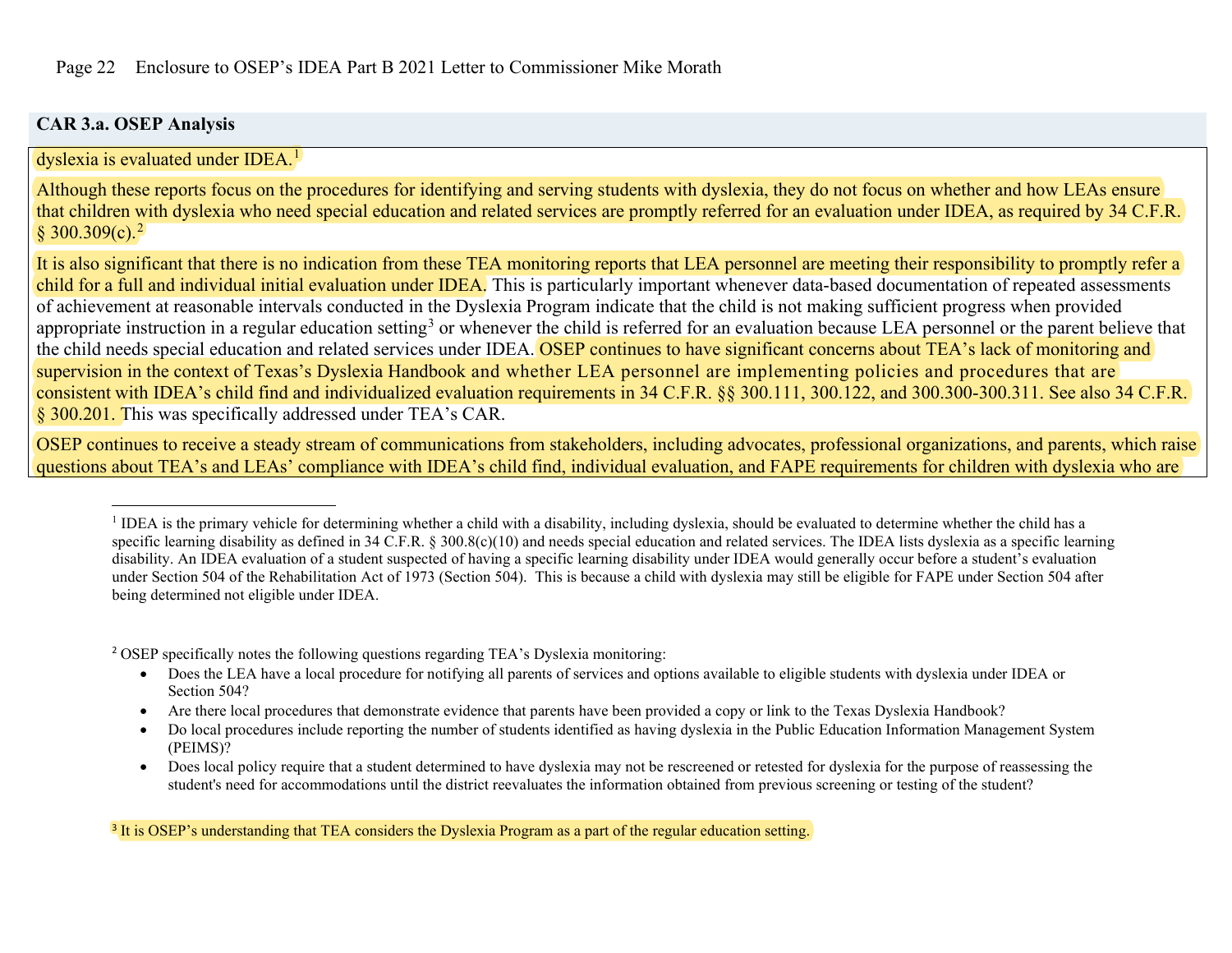**CAR 3.a. OSEP Analysis**

dyslexia is evaluated under IDEA.[1]

Although these reports focus on the procedures for identifying and serving students with dyslexia, they do not focus on whether and how LEAs ensure that children with dyslexia who need special education and related services are promptly referred for an evaluation under IDEA, as required by 34 C.F.R. § 300.309(c).[2]

It is also significant that there is no indication from these TEA monitoring reports that LEA personnel are meeting their responsibility to promptly refer a child for a full and individual initial evaluation under IDEA. This is particularly important whenever data-based documentation of repeated assessments of achievement at reasonable intervals conducted in the Dyslexia Program indicate that the child is not making sufficient progress when provided appropriate instruction in a regular education setting[3] or whenever the child is referred for an evaluation because LEA personnel or the parent believe that the child needs special education and related services under IDEA. OSEP continues to have significant concerns about TEA's lack of monitoring and supervision in the context of Texas's Dyslexia Handbook and whether LEA personnel are implementing policies and procedures that are consistent with IDEA's child find and individualized evaluation requirements in 34 C.F.R. §§ 300.111, 300.122, and 300.300-300.311. See also 34 C.F.R. § 300.201. This was specifically addressed under TEA's CAR.

OSEP continues to receive a steady stream of communications from stakeholders, including advocates, professional organizations, and parents, which raise questions about TEA's and LEAs' compliance with IDEA's child find, individual evaluation, and FAPE requirements for children with dyslexia who are

---

[1] IDEA is the primary vehicle for determining whether a child with a disability, including dyslexia, should be evaluated to determine whether the child has a specific learning disability as defined in 34 C.F.R. § 300.8(c)(10) and needs special education and related services. The IDEA lists dyslexia as a specific learning disability. An IDEA evaluation of a student suspected of having a specific learning disability under IDEA would generally occur before a student's evaluation under Section 504 of the Rehabilitation Act of 1973 (Section 504). This is because a child with dyslexia may still be eligible for FAPE under Section 504 after being determined not eligible under IDEA.

[2] OSEP specifically notes the following questions regarding TEA's Dyslexia monitoring:

- Does the LEA have a local procedure for notifying all parents of services and options available to eligible students with dyslexia under IDEA or Section 504?
- Are there local procedures that demonstrate evidence that parents have been provided a copy or link to the Texas Dyslexia Handbook?
- Do local procedures include reporting the number of students identified as having dyslexia in the Public Education Information Management System (PEIMS)?
- Does local policy require that a student determined to have dyslexia may not be rescreened or retested for dyslexia for the purpose of reassessing the student's need for accommodations until the district reevaluates the information obtained from previous screening or testing of the student?

[3] It is OSEP's understanding that TEA considers the Dyslexia Program as a part of the regular education setting.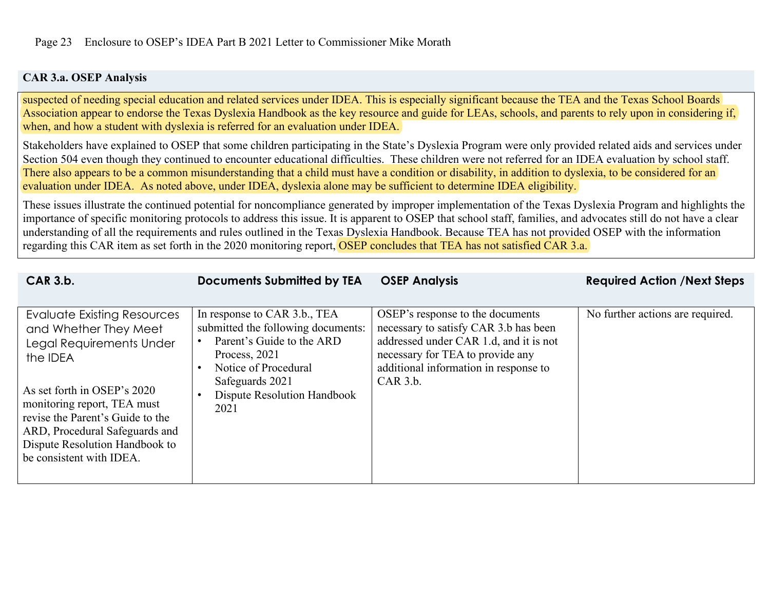**CAR 3.a. OSEP Analysis**

suspected of needing special education and related services under IDEA. This is especially significant because the TEA and the Texas School Boards Association appear to endorse the Texas Dyslexia Handbook as the key resource and guide for LEAs, schools, and parents to rely upon in considering if, when, and how a student with dyslexia is referred for an evaluation under IDEA.

Stakeholders have explained to OSEP that some children participating in the State's Dyslexia Program were only provided related aids and services under Section 504 even though they continued to encounter educational difficulties. These children were not referred for an IDEA evaluation by school staff. There also appears to be a common misunderstanding that a child must have a condition or disability, in addition to dyslexia, to be considered for an evaluation under IDEA. As noted above, under IDEA, dyslexia alone may be sufficient to determine IDEA eligibility.

These issues illustrate the continued potential for noncompliance generated by improper implementation of the Texas Dyslexia Program and highlights the importance of specific monitoring protocols to address this issue. It is apparent to OSEP that school staff, families, and advocates still do not have a clear understanding of all the requirements and rules outlined in the Texas Dyslexia Handbook. Because TEA has not provided OSEP with the information regarding this CAR item as set forth in the 2020 monitoring report, OSEP concludes that TEA has not satisfied CAR 3.a.

| CAR 3.b. | Documents Submitted by TEA | OSEP Analysis | Required Action /Next Steps |
|---|---|---|---|
| Evaluate Existing Resources and Whether They Meet Legal Requirements Under the IDEA<br><br>As set forth in OSEP's 2020 monitoring report, TEA must revise the Parent's Guide to the ARD, Procedural Safeguards and Dispute Resolution Handbook to be consistent with IDEA. | In response to CAR 3.b., TEA submitted the following documents:<br>• Parent's Guide to the ARD Process, 2021<br>• Notice of Procedural Safeguards 2021<br>• Dispute Resolution Handbook 2021 | OSEP's response to the documents necessary to satisfy CAR 3.b has been addressed under CAR 1.d, and it is not necessary for TEA to provide any additional information in response to CAR 3.b. | No further actions are required. |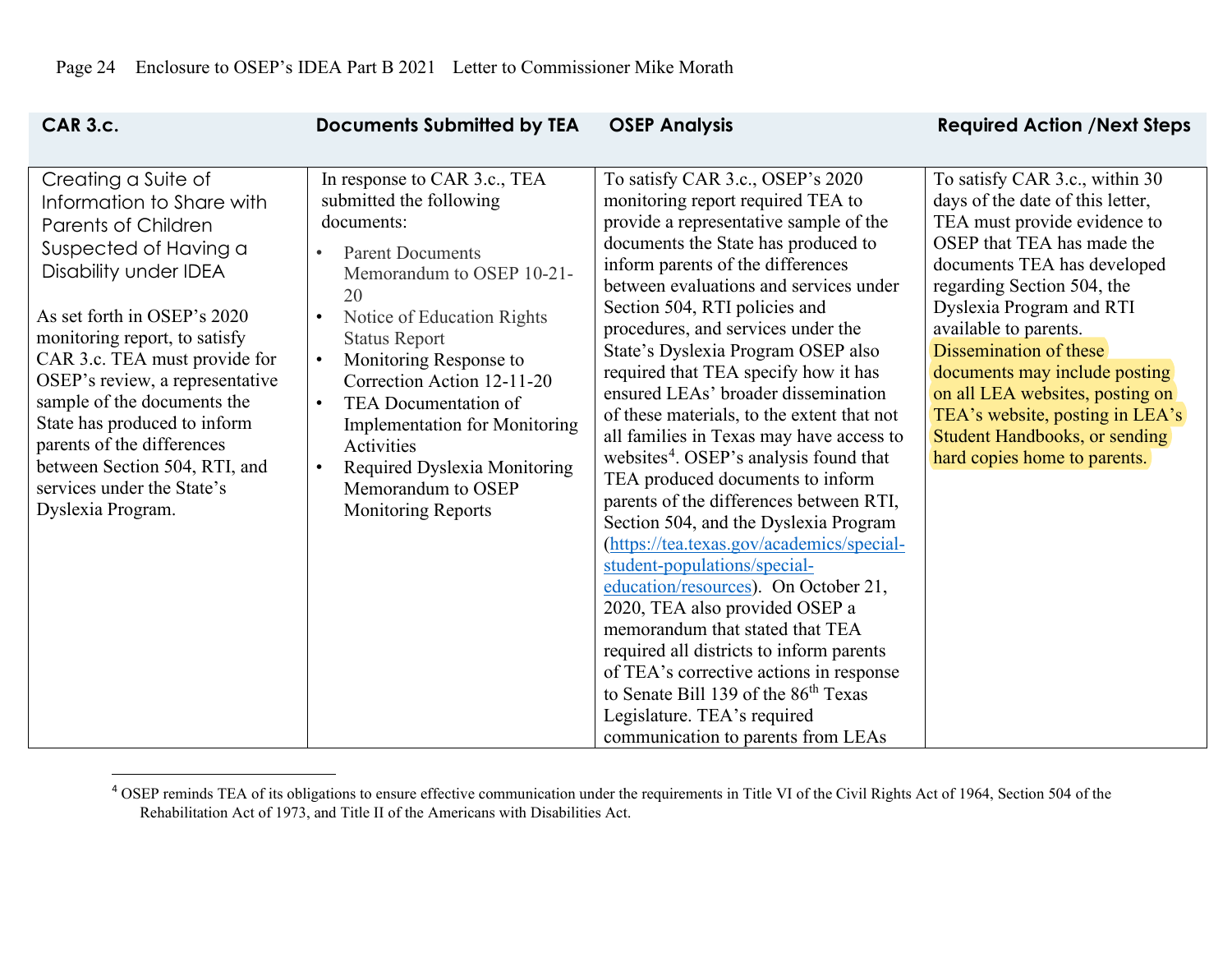| CAR 3.c. | Documents Submitted by TEA | OSEP Analysis | Required Action /Next Steps |
|---|---|---|---|
| Creating a Suite of Information to Share with Parents of Children Suspected of Having a Disability under IDEA<br><br>As set forth in OSEP's 2020 monitoring report, to satisfy CAR 3.c. TEA must provide for OSEP's review, a representative sample of the documents the State has produced to inform parents of the differences between Section 504, RTI, and services under the State's Dyslexia Program. | In response to CAR 3.c., TEA submitted the following documents:<br>• Parent Documents Memorandum to OSEP 10-21-20<br>• Notice of Education Rights Status Report<br>• Monitoring Response to Correction Action 12-11-20<br>• TEA Documentation of Implementation for Monitoring Activities<br>• Required Dyslexia Monitoring Memorandum to OSEP Monitoring Reports | To satisfy CAR 3.c., OSEP's 2020 monitoring report required TEA to provide a representative sample of the documents the State has produced to inform parents of the differences between evaluations and services under Section 504, RTI policies and procedures, and services under the State's Dyslexia Program OSEP also required that TEA specify how it has ensured LEAs' broader dissemination of these materials, to the extent that not all families in Texas may have access to websites[4]. OSEP's analysis found that TEA produced documents to inform parents of the differences between RTI, Section 504, and the Dyslexia Program (https://tea.texas.gov/academics/special-student-populations/special-education/resources). On October 21, 2020, TEA also provided OSEP a memorandum that stated that TEA required all districts to inform parents of TEA's corrective actions in response to Senate Bill 139 of the 86th Texas Legislature. TEA's required communication to parents from LEAs | To satisfy CAR 3.c., within 30 days of the date of this letter, TEA must provide evidence to OSEP that TEA has made the documents TEA has developed regarding Section 504, the Dyslexia Program and RTI available to parents. Dissemination of these documents may include posting on all LEA websites, posting on TEA's website, posting in LEA's Student Handbooks, or sending hard copies home to parents. |

[4] OSEP reminds TEA of its obligations to ensure effective communication under the requirements in Title VI of the Civil Rights Act of 1964, Section 504 of the Rehabilitation Act of 1973, and Title II of the Americans with Disabilities Act.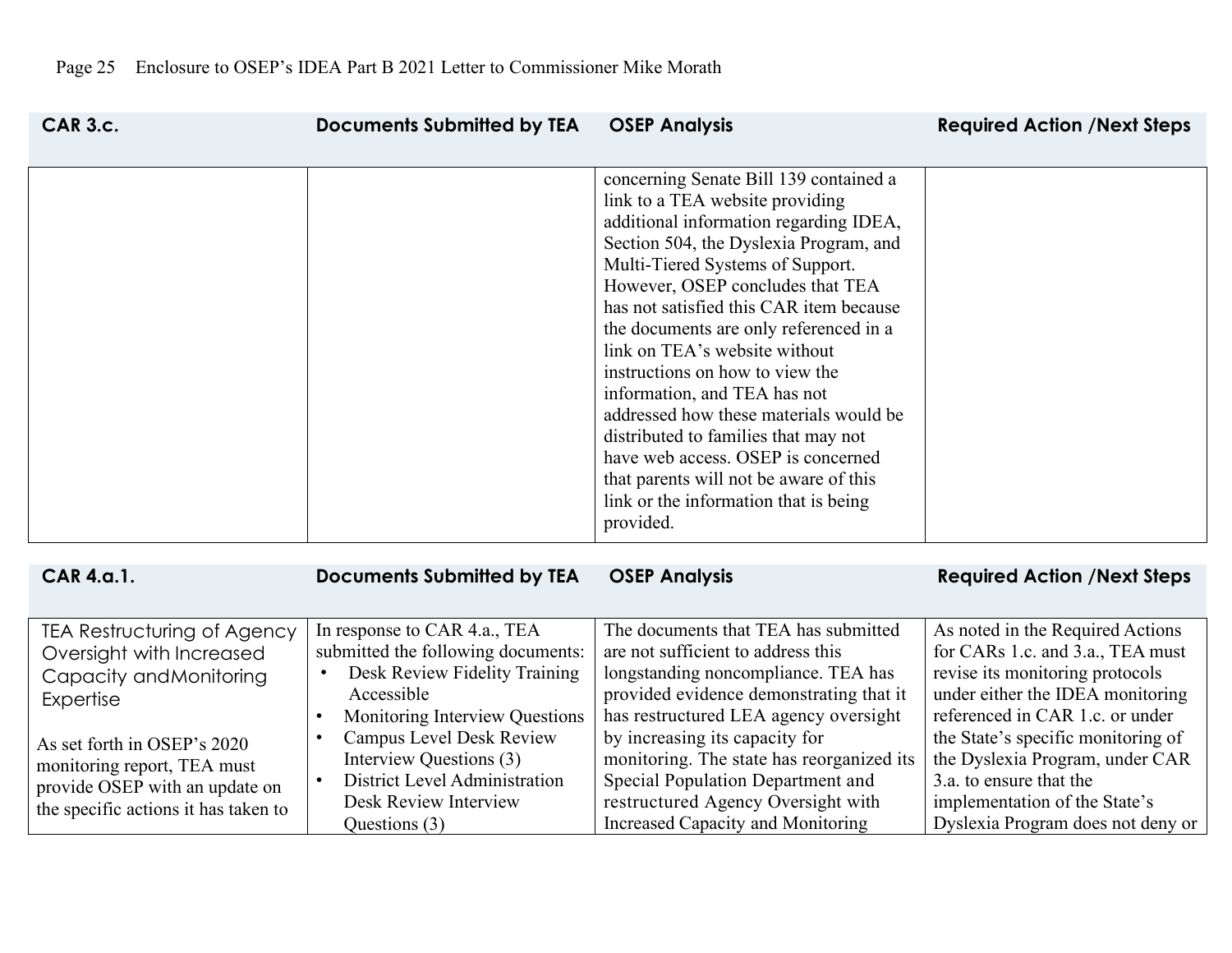| CAR 3.c. | Documents Submitted by TEA | OSEP Analysis | Required Action /Next Steps |
|---|---|---|---|
| | | concerning Senate Bill 139 contained a link to a TEA website providing additional information regarding IDEA, Section 504, the Dyslexia Program, and Multi-Tiered Systems of Support. However, OSEP concludes that TEA has not satisfied this CAR item because the documents are only referenced in a link on TEA's website without instructions on how to view the information, and TEA has not addressed how these materials would be distributed to families that may not have web access. OSEP is concerned that parents will not be aware of this link or the information that is being provided. | |

| CAR 4.a.1. | Documents Submitted by TEA | OSEP Analysis | Required Action /Next Steps |
|---|---|---|---|
| TEA Restructuring of Agency Oversight with Increased Capacity andMonitoring Expertise<br><br>As set forth in OSEP's 2020 monitoring report, TEA must provide OSEP with an update on the specific actions it has taken to | In response to CAR 4.a., TEA submitted the following documents:<br>• Desk Review Fidelity Training Accessible<br>• Monitoring Interview Questions<br>• Campus Level Desk Review Interview Questions (3)<br>• District Level Administration Desk Review Interview Questions (3) | The documents that TEA has submitted are not sufficient to address this longstanding noncompliance. TEA has provided evidence demonstrating that it has restructured LEA agency oversight by increasing its capacity for monitoring. The state has reorganized its Special Population Department and restructured Agency Oversight with Increased Capacity and Monitoring | As noted in the Required Actions for CARs 1.c. and 3.a., TEA must revise its monitoring protocols under either the IDEA monitoring referenced in CAR 1.c. or under the State's specific monitoring of the Dyslexia Program, under CAR 3.a. to ensure that the implementation of the State's Dyslexia Program does not deny or |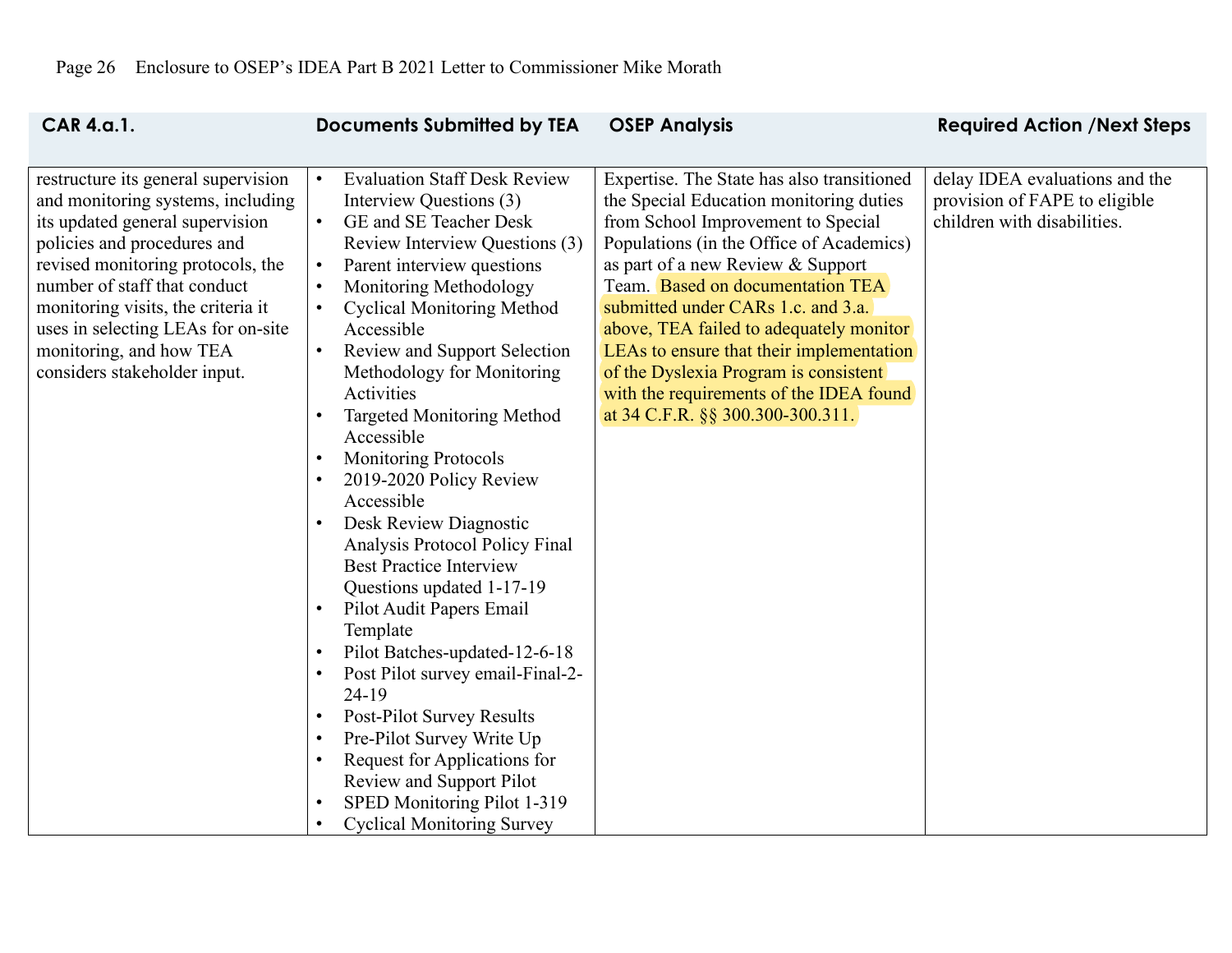| CAR 4.a.1. | Documents Submitted by TEA | OSEP Analysis | Required Action /Next Steps |
|---|---|---|---|
| restructure its general supervision and monitoring systems, including its updated general supervision policies and procedures and revised monitoring protocols, the number of staff that conduct monitoring visits, the criteria it uses in selecting LEAs for on-site monitoring, and how TEA considers stakeholder input. | • Evaluation Staff Desk Review Interview Questions (3)<br>• GE and SE Teacher Desk Review Interview Questions (3)<br>• Parent interview questions<br>• Monitoring Methodology<br>• Cyclical Monitoring Method Accessible<br>• Review and Support Selection Methodology for Monitoring Activities<br>• Targeted Monitoring Method Accessible<br>• Monitoring Protocols<br>• 2019-2020 Policy Review Accessible<br>• Desk Review Diagnostic Analysis Protocol Policy Final Best Practice Interview Questions updated 1-17-19<br>• Pilot Audit Papers Email Template<br>• Pilot Batches-updated-12-6-18<br>• Post Pilot survey email-Final-2-24-19<br>• Post-Pilot Survey Results<br>• Pre-Pilot Survey Write Up<br>• Request for Applications for Review and Support Pilot<br>• SPED Monitoring Pilot 1-319<br>• Cyclical Monitoring Survey | Expertise. The State has also transitioned the Special Education monitoring duties from School Improvement to Special Populations (in the Office of Academics) as part of a new Review & Support Team. Based on documentation TEA submitted under CARs 1.c. and 3.a. above, TEA failed to adequately monitor LEAs to ensure that their implementation of the Dyslexia Program is consistent with the requirements of the IDEA found at 34 C.F.R. §§ 300.300-300.311. | delay IDEA evaluations and the provision of FAPE to eligible children with disabilities. |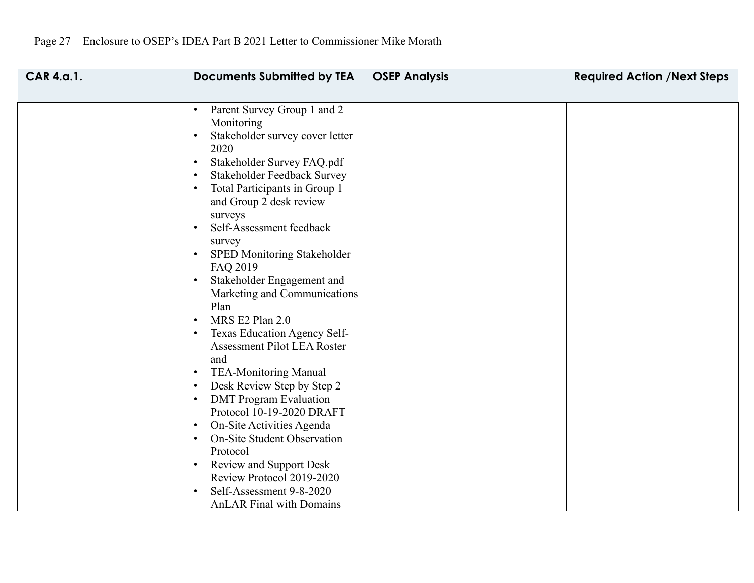| CAR 4.a.1. | Documents Submitted by TEA | OSEP Analysis | Required Action /Next Steps |
|---|---|---|---|
| | • Parent Survey Group 1 and 2 Monitoring<br>• Stakeholder survey cover letter 2020<br>• Stakeholder Survey FAQ.pdf<br>• Stakeholder Feedback Survey<br>• Total Participants in Group 1 and Group 2 desk review surveys<br>• Self-Assessment feedback survey<br>• SPED Monitoring Stakeholder FAQ 2019<br>• Stakeholder Engagement and Marketing and Communications Plan<br>• MRS E2 Plan 2.0<br>• Texas Education Agency Self-Assessment Pilot LEA Roster and<br>• TEA-Monitoring Manual<br>• Desk Review Step by Step 2<br>• DMT Program Evaluation Protocol 10-19-2020 DRAFT<br>• On-Site Activities Agenda<br>• On-Site Student Observation Protocol<br>• Review and Support Desk Review Protocol 2019-2020<br>• Self-Assessment 9-8-2020 AnLAR Final with Domains | | |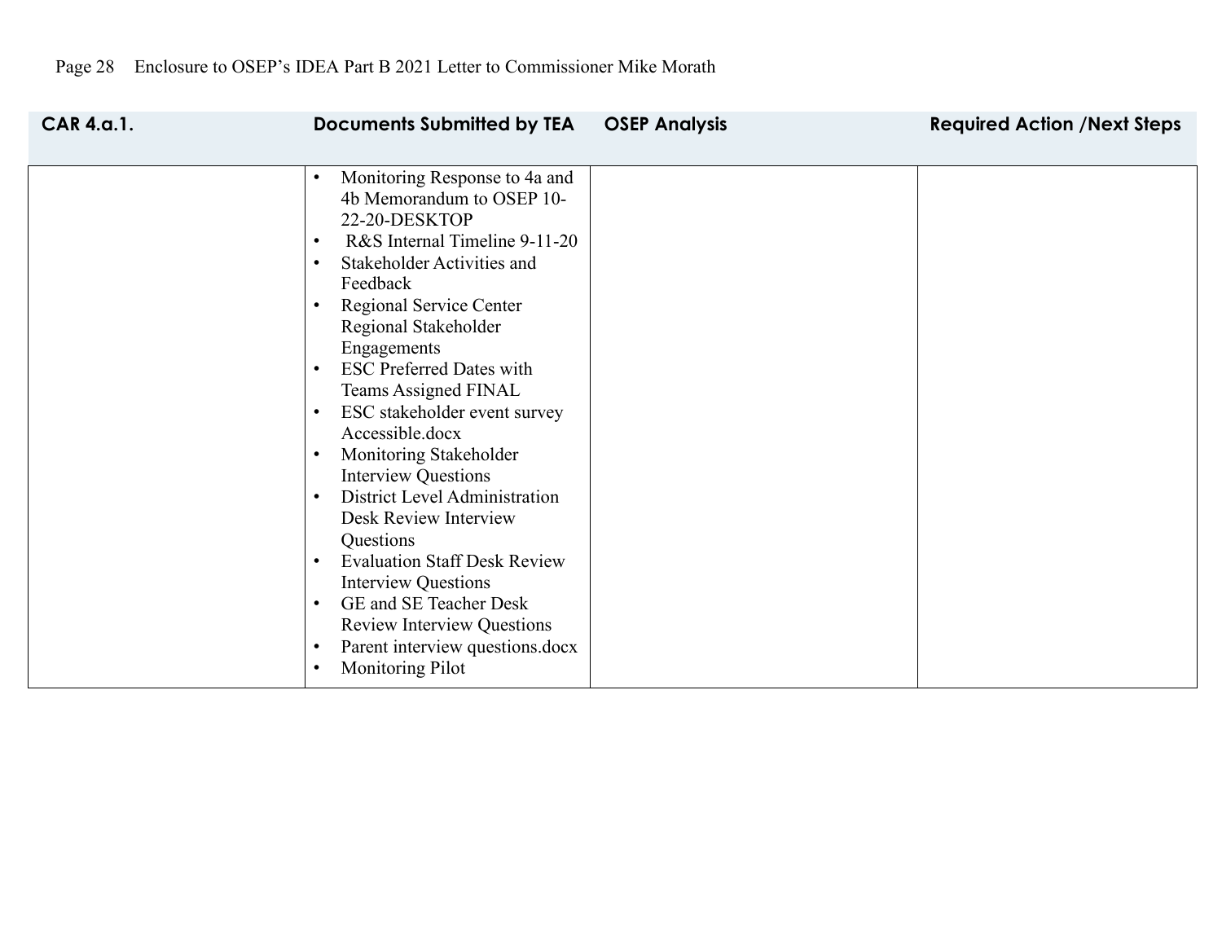| CAR 4.a.1. | Documents Submitted by TEA | OSEP Analysis | Required Action /Next Steps |
|---|---|---|---|
| | • Monitoring Response to 4a and 4b Memorandum to OSEP 10-22-20-DESKTOP<br>• R&S Internal Timeline 9-11-20<br>• Stakeholder Activities and Feedback<br>• Regional Service Center Regional Stakeholder Engagements<br>• ESC Preferred Dates with Teams Assigned FINAL<br>• ESC stakeholder event survey Accessible.docx<br>• Monitoring Stakeholder Interview Questions<br>• District Level Administration Desk Review Interview Questions<br>• Evaluation Staff Desk Review Interview Questions<br>• GE and SE Teacher Desk Review Interview Questions<br>• Parent interview questions.docx<br>• Monitoring Pilot | | |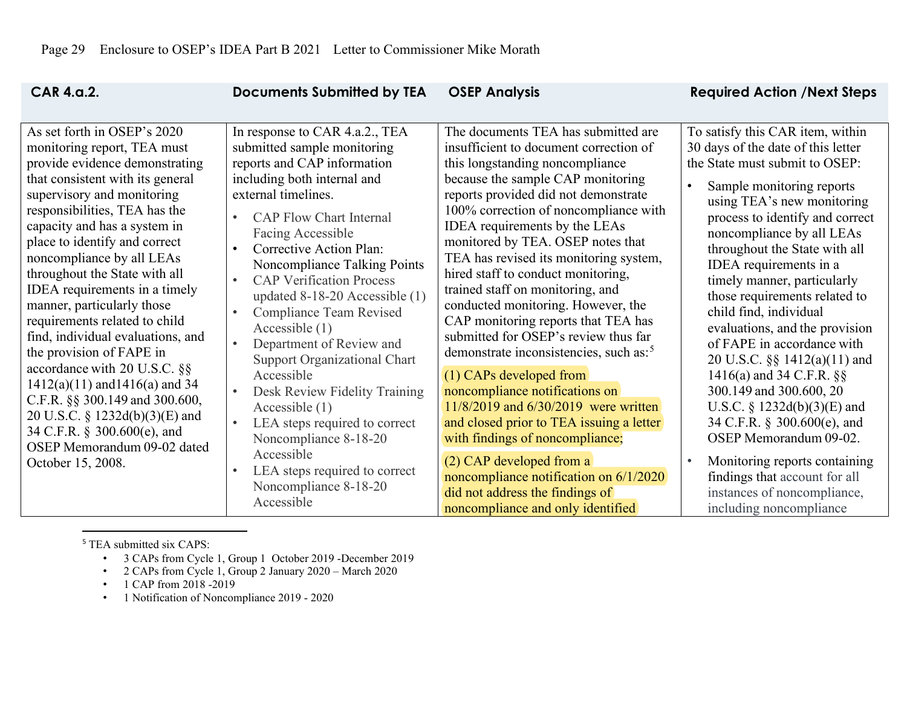| CAR 4.a.2. | Documents Submitted by TEA | OSEP Analysis | Required Action /Next Steps |
|---|---|---|---|
| As set forth in OSEP's 2020 monitoring report, TEA must provide evidence demonstrating that consistent with its general supervisory and monitoring responsibilities, TEA has the capacity and has a system in place to identify and correct noncompliance by all LEAs throughout the State with all IDEA requirements in a timely manner, particularly those requirements related to child find, individual evaluations, and the provision of FAPE in accordance with 20 U.S.C. §§ 1412(a)(11) and1416(a) and 34 C.F.R. §§ 300.149 and 300.600, 20 U.S.C. § 1232d(b)(3)(E) and 34 C.F.R. § 300.600(e), and OSEP Memorandum 09-02 dated October 15, 2008. | In response to CAR 4.a.2., TEA submitted sample monitoring reports and CAP information including both internal and external timelines.<br>• CAP Flow Chart Internal Facing Accessible<br>• Corrective Action Plan: Noncompliance Talking Points<br>• CAP Verification Process updated 8-18-20 Accessible (1)<br>• Compliance Team Revised Accessible (1)<br>• Department of Review and Support Organizational Chart Accessible<br>• Desk Review Fidelity Training Accessible (1)<br>• LEA steps required to correct Noncompliance 8-18-20 Accessible<br>• LEA steps required to correct Noncompliance 8-18-20 Accessible | The documents TEA has submitted are insufficient to document correction of this longstanding noncompliance because the sample CAP monitoring reports provided did not demonstrate 100% correction of noncompliance with IDEA requirements by the LEAs monitored by TEA. OSEP notes that TEA has revised its monitoring system, hired staff to conduct monitoring, trained staff on monitoring, and conducted monitoring. However, the CAP monitoring reports that TEA has submitted for OSEP's review thus far demonstrate inconsistencies, such as:[5]<br>(1) CAPs developed from noncompliance notifications on 11/8/2019 and 6/30/2019 were written and closed prior to TEA issuing a letter with findings of noncompliance;<br>(2) CAP developed from a noncompliance notification on 6/1/2020 did not address the findings of noncompliance and only identified | To satisfy this CAR item, within 30 days of the date of this letter the State must submit to OSEP:<br>• Sample monitoring reports using TEA's new monitoring process to identify and correct noncompliance by all LEAs throughout the State with all IDEA requirements in a timely manner, particularly those requirements related to child find, individual evaluations, and the provision of FAPE in accordance with 20 U.S.C. §§ 1412(a)(11) and 1416(a) and 34 C.F.R. §§ 300.149 and 300.600, 20 U.S.C. § 1232d(b)(3)(E) and 34 C.F.R. § 300.600(e), and OSEP Memorandum 09-02.<br>• Monitoring reports containing findings that account for all instances of noncompliance, including noncompliance |

[5] TEA submitted six CAPS:

- 3 CAPs from Cycle 1, Group 1 October 2019 -December 2019
- 2 CAPs from Cycle 1, Group 2 January 2020 – March 2020
- 1 CAP from 2018 -2019
- 1 Notification of Noncompliance 2019 - 2020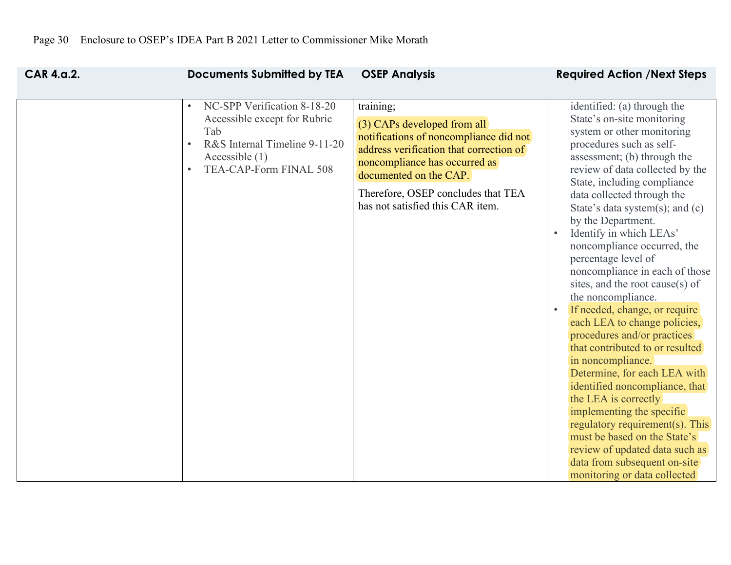| CAR 4.a.2. | Documents Submitted by TEA | OSEP Analysis | Required Action /Next Steps |
|---|---|---|---|
| | • NC-SPP Verification 8-18-20 Accessible except for Rubric Tab<br>• R&S Internal Timeline 9-11-20 Accessible (1)<br>• TEA-CAP-Form FINAL 508 | training;<br><br>(3) CAPs developed from all notifications of noncompliance did not address verification that correction of noncompliance has occurred as documented on the CAP.<br><br>Therefore, OSEP concludes that TEA has not satisfied this CAR item. | identified: (a) through the State's on-site monitoring system or other monitoring procedures such as self-assessment; (b) through the review of data collected by the State, including compliance data collected through the State's data system(s); and (c) by the Department.<br>• Identify in which LEAs' noncompliance occurred, the percentage level of noncompliance in each of those sites, and the root cause(s) of the noncompliance.<br>• If needed, change, or require each LEA to change policies, procedures and/or practices that contributed to or resulted in noncompliance. Determine, for each LEA with identified noncompliance, that the LEA is correctly implementing the specific regulatory requirement(s). This must be based on the State's review of updated data such as data from subsequent on-site monitoring or data collected |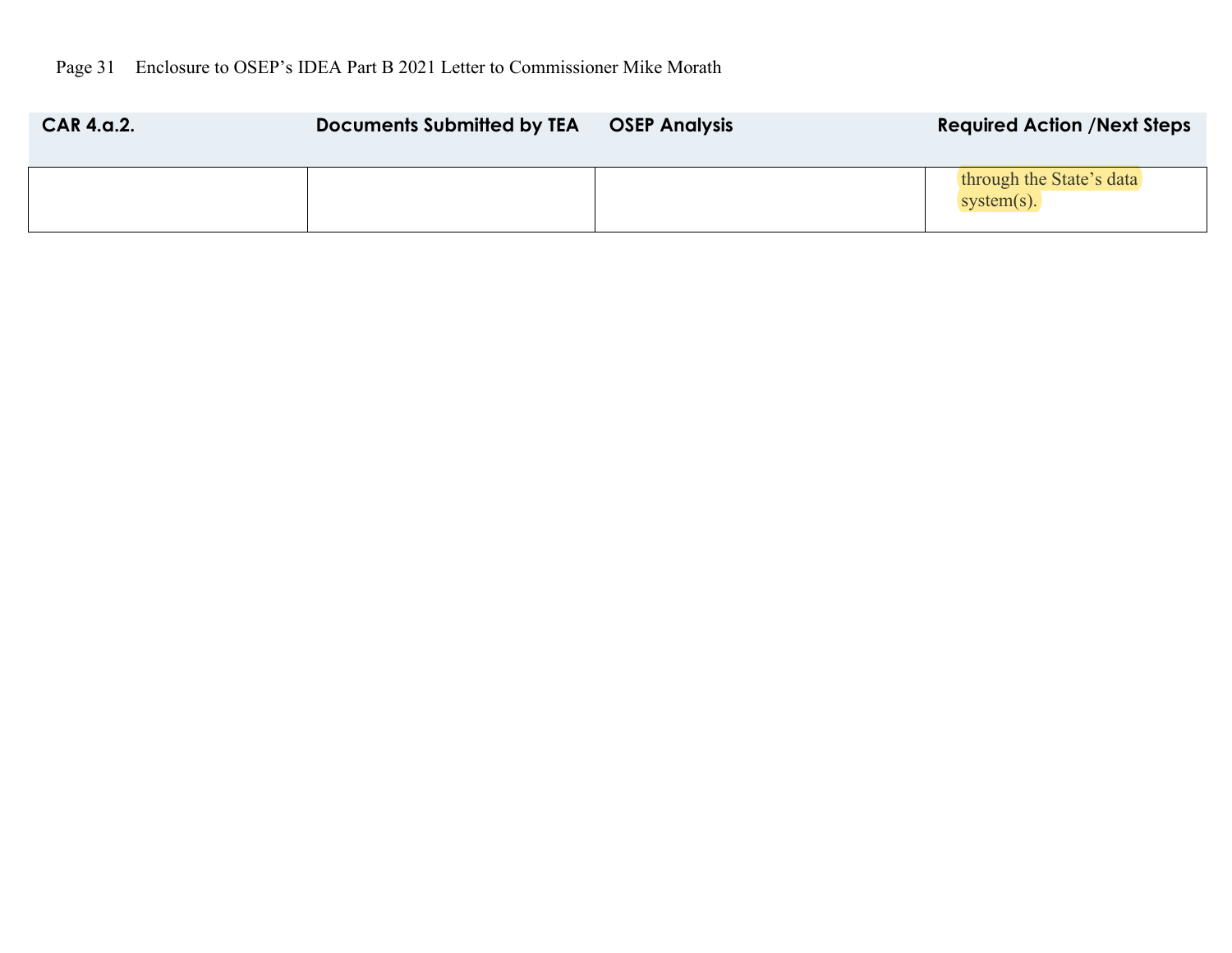| CAR 4.a.2. | Documents Submitted by TEA | OSEP Analysis | Required Action /Next Steps |
|---|---|---|---|
| | | | through the State's data system(s). |